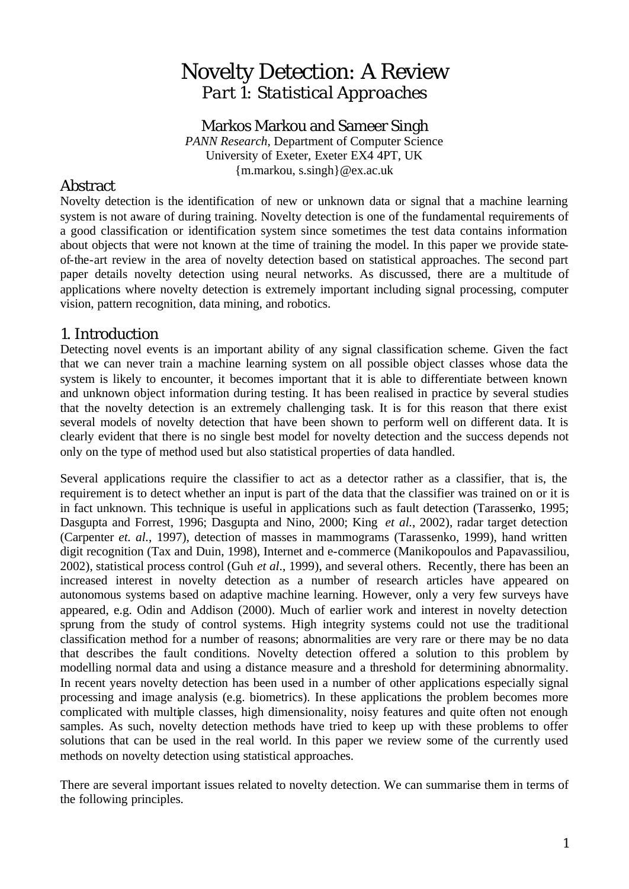# Novelty Detection: A Review

## *Part 1: Statistical Approaches*

Markos Markou and Sameer Singh

*PANN Research*, Department of Computer Science
University of Exeter, Exeter EX4 4PT, UK
{m.markou, s.singh}@ex.ac.uk

## Abstract

Novelty detection is the identification of new or unknown data or signal that a machine learning system is not aware of during training. Novelty detection is one of the fundamental requirements of a good classification or identification system since sometimes the test data contains information about objects that were not known at the time of training the model. In this paper we provide state-of-the-art review in the area of novelty detection based on statistical approaches. The second part paper details novelty detection using neural networks. As discussed, there are a multitude of applications where novelty detection is extremely important including signal processing, computer vision, pattern recognition, data mining, and robotics.

## 1. Introduction

Detecting novel events is an important ability of any signal classification scheme. Given the fact that we can never train a machine learning system on all possible object classes whose data the system is likely to encounter, it becomes important that it is able to differentiate between known and unknown object information during testing. It has been realised in practice by several studies that the novelty detection is an extremely challenging task. It is for this reason that there exist several models of novelty detection that have been shown to perform well on different data. It is clearly evident that there is no single best model for novelty detection and the success depends not only on the type of method used but also statistical properties of data handled.

Several applications require the classifier to act as a detector rather as a classifier, that is, the requirement is to detect whether an input is part of the data that the classifier was trained on or it is in fact unknown. This technique is useful in applications such as fault detection (Tarassenko, 1995; Dasgupta and Forrest, 1996; Dasgupta and Nino, 2000; King *et al.*, 2002), radar target detection (Carpenter *et. al.*, 1997), detection of masses in mammograms (Tarassenko, 1999), hand written digit recognition (Tax and Duin, 1998), Internet and e-commerce (Manikopoulos and Papavassiliou, 2002), statistical process control (Guh *et al*., 1999), and several others. Recently, there has been an increased interest in novelty detection as a number of research articles have appeared on autonomous systems based on adaptive machine learning. However, only a very few surveys have appeared, e.g. Odin and Addison (2000). Much of earlier work and interest in novelty detection sprung from the study of control systems. High integrity systems could not use the traditional classification method for a number of reasons; abnormalities are very rare or there may be no data that describes the fault conditions. Novelty detection offered a solution to this problem by modelling normal data and using a distance measure and a threshold for determining abnormality. In recent years novelty detection has been used in a number of other applications especially signal processing and image analysis (e.g. biometrics). In these applications the problem becomes more complicated with multiple classes, high dimensionality, noisy features and quite often not enough samples. As such, novelty detection methods have tried to keep up with these problems to offer solutions that can be used in the real world. In this paper we review some of the currently used methods on novelty detection using statistical approaches.

There are several important issues related to novelty detection. We can summarise them in terms of the following principles.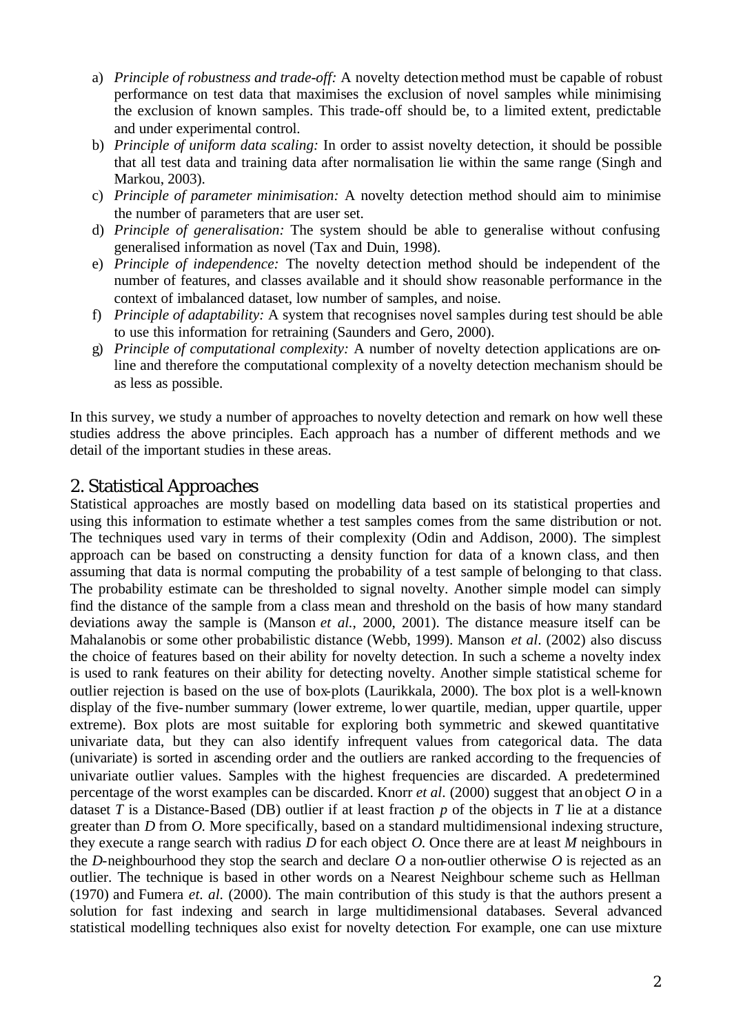a) *Principle of robustness and trade-off:* A novelty detection method must be capable of robust performance on test data that maximises the exclusion of novel samples while minimising the exclusion of known samples. This trade-off should be, to a limited extent, predictable and under experimental control.
b) *Principle of uniform data scaling:* In order to assist novelty detection, it should be possible that all test data and training data after normalisation lie within the same range (Singh and Markou, 2003).
c) *Principle of parameter minimisation:* A novelty detection method should aim to minimise the number of parameters that are user set.
d) *Principle of generalisation:* The system should be able to generalise without confusing generalised information as novel (Tax and Duin, 1998).
e) *Principle of independence:* The novelty detection method should be independent of the number of features, and classes available and it should show reasonable performance in the context of imbalanced dataset, low number of samples, and noise.
f) *Principle of adaptability:* A system that recognises novel samples during test should be able to use this information for retraining (Saunders and Gero, 2000).
g) *Principle of computational complexity:* A number of novelty detection applications are on-line and therefore the computational complexity of a novelty detection mechanism should be as less as possible.

In this survey, we study a number of approaches to novelty detection and remark on how well these studies address the above principles. Each approach has a number of different methods and we detail of the important studies in these areas.

## 2. Statistical Approaches

Statistical approaches are mostly based on modelling data based on its statistical properties and using this information to estimate whether a test samples comes from the same distribution or not. The techniques used vary in terms of their complexity (Odin and Addison, 2000). The simplest approach can be based on constructing a density function for data of a known class, and then assuming that data is normal computing the probability of a test sample of belonging to that class. The probability estimate can be thresholded to signal novelty. Another simple model can simply find the distance of the sample from a class mean and threshold on the basis of how many standard deviations away the sample is (Manson *et al.*, 2000, 2001). The distance measure itself can be Mahalanobis or some other probabilistic distance (Webb, 1999). Manson *et al*. (2002) also discuss the choice of features based on their ability for novelty detection. In such a scheme a novelty index is used to rank features on their ability for detecting novelty. Another simple statistical scheme for outlier rejection is based on the use of box-plots (Laurikkala, 2000). The box plot is a well-known display of the five-number summary (lower extreme, lower quartile, median, upper quartile, upper extreme). Box plots are most suitable for exploring both symmetric and skewed quantitative univariate data, but they can also identify infrequent values from categorical data. The data (univariate) is sorted in ascending order and the outliers are ranked according to the frequencies of univariate outlier values. Samples with the highest frequencies are discarded. A predetermined percentage of the worst examples can be discarded. Knorr *et al*. (2000) suggest that an object $O$ in a dataset $T$ is a Distance-Based (DB) outlier if at least fraction $p$ of the objects in $T$ lie at a distance greater than $D$ from $O$. More specifically, based on a standard multidimensional indexing structure, they execute a range search with radius $D$ for each object $O$. Once there are at least $M$ neighbours in the $D$-neighbourhood they stop the search and declare $O$ a non-outlier otherwise $O$ is rejected as an outlier. The technique is based in other words on a Nearest Neighbour scheme such as Hellman (1970) and Fumera *et. al*. (2000). The main contribution of this study is that the authors present a solution for fast indexing and search in large multidimensional databases. Several advanced statistical modelling techniques also exist for novelty detection. For example, one can use mixture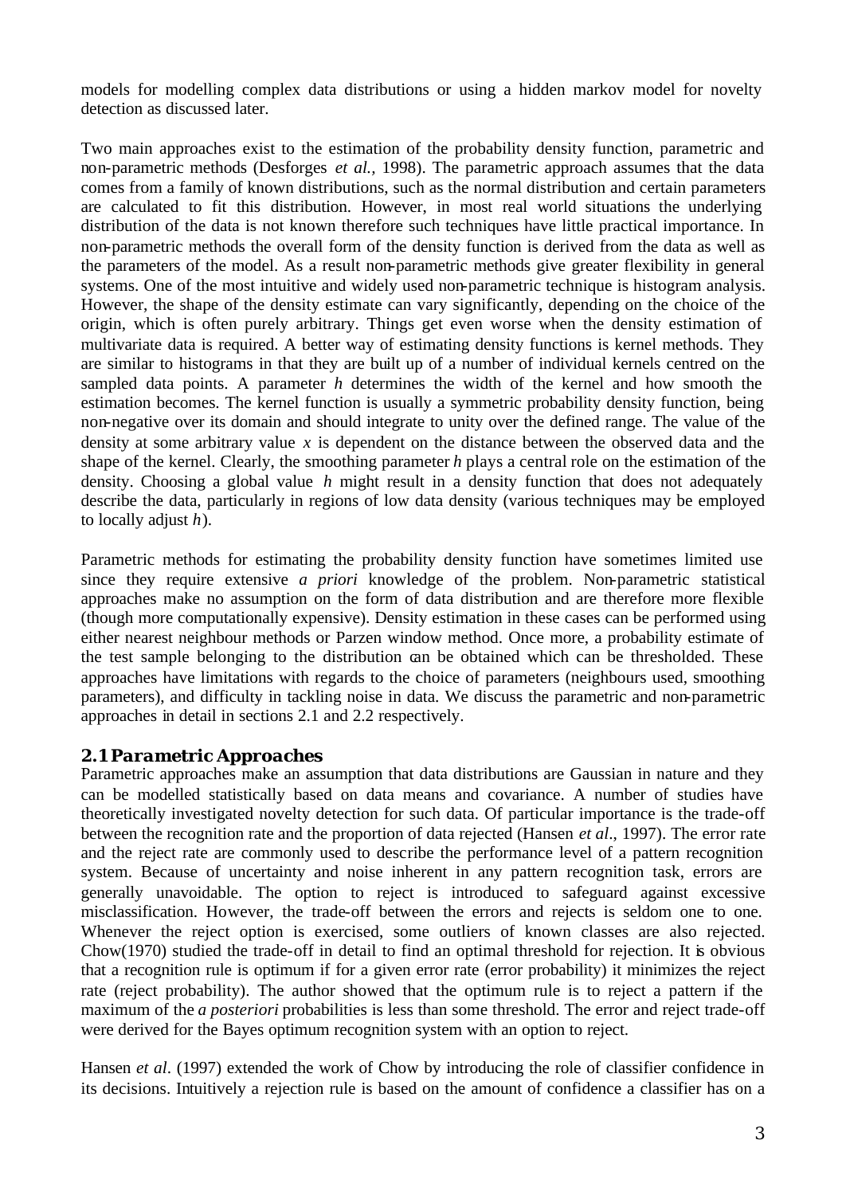models for modelling complex data distributions or using a hidden markov model for novelty detection as discussed later.

Two main approaches exist to the estimation of the probability density function, parametric and non-parametric methods (Desforges *et al.,* 1998). The parametric approach assumes that the data comes from a family of known distributions, such as the normal distribution and certain parameters are calculated to fit this distribution. However, in most real world situations the underlying distribution of the data is not known therefore such techniques have little practical importance. In non-parametric methods the overall form of the density function is derived from the data as well as the parameters of the model. As a result non-parametric methods give greater flexibility in general systems. One of the most intuitive and widely used non-parametric technique is histogram analysis. However, the shape of the density estimate can vary significantly, depending on the choice of the origin, which is often purely arbitrary. Things get even worse when the density estimation of multivariate data is required. A better way of estimating density functions is kernel methods. They are similar to histograms in that they are built up of a number of individual kernels centred on the sampled data points. A parameter $h$ determines the width of the kernel and how smooth the estimation becomes. The kernel function is usually a symmetric probability density function, being non-negative over its domain and should integrate to unity over the defined range. The value of the density at some arbitrary value $x$ is dependent on the distance between the observed data and the shape of the kernel. Clearly, the smoothing parameter $h$ plays a central role on the estimation of the density. Choosing a global value $h$ might result in a density function that does not adequately describe the data, particularly in regions of low data density (various techniques may be employed to locally adjust $h$).

Parametric methods for estimating the probability density function have sometimes limited use since they require extensive *a priori* knowledge of the problem. Non-parametric statistical approaches make no assumption on the form of data distribution and are therefore more flexible (though more computationally expensive). Density estimation in these cases can be performed using either nearest neighbour methods or Parzen window method. Once more, a probability estimate of the test sample belonging to the distribution can be obtained which can be thresholded. These approaches have limitations with regards to the choice of parameters (neighbours used, smoothing parameters), and difficulty in tackling noise in data. We discuss the parametric and non-parametric approaches in detail in sections 2.1 and 2.2 respectively.

## 2.1 Parametric Approaches

Parametric approaches make an assumption that data distributions are Gaussian in nature and they can be modelled statistically based on data means and covariance. A number of studies have theoretically investigated novelty detection for such data. Of particular importance is the trade-off between the recognition rate and the proportion of data rejected (Hansen *et al*., 1997). The error rate and the reject rate are commonly used to describe the performance level of a pattern recognition system. Because of uncertainty and noise inherent in any pattern recognition task, errors are generally unavoidable. The option to reject is introduced to safeguard against excessive misclassification. However, the trade-off between the errors and rejects is seldom one to one. Whenever the reject option is exercised, some outliers of known classes are also rejected. Chow(1970) studied the trade-off in detail to find an optimal threshold for rejection. It is obvious that a recognition rule is optimum if for a given error rate (error probability) it minimizes the reject rate (reject probability). The author showed that the optimum rule is to reject a pattern if the maximum of the *a posteriori* probabilities is less than some threshold. The error and reject trade-off were derived for the Bayes optimum recognition system with an option to reject.

Hansen *et al*. (1997) extended the work of Chow by introducing the role of classifier confidence in its decisions. Intuitively a rejection rule is based on the amount of confidence a classifier has on a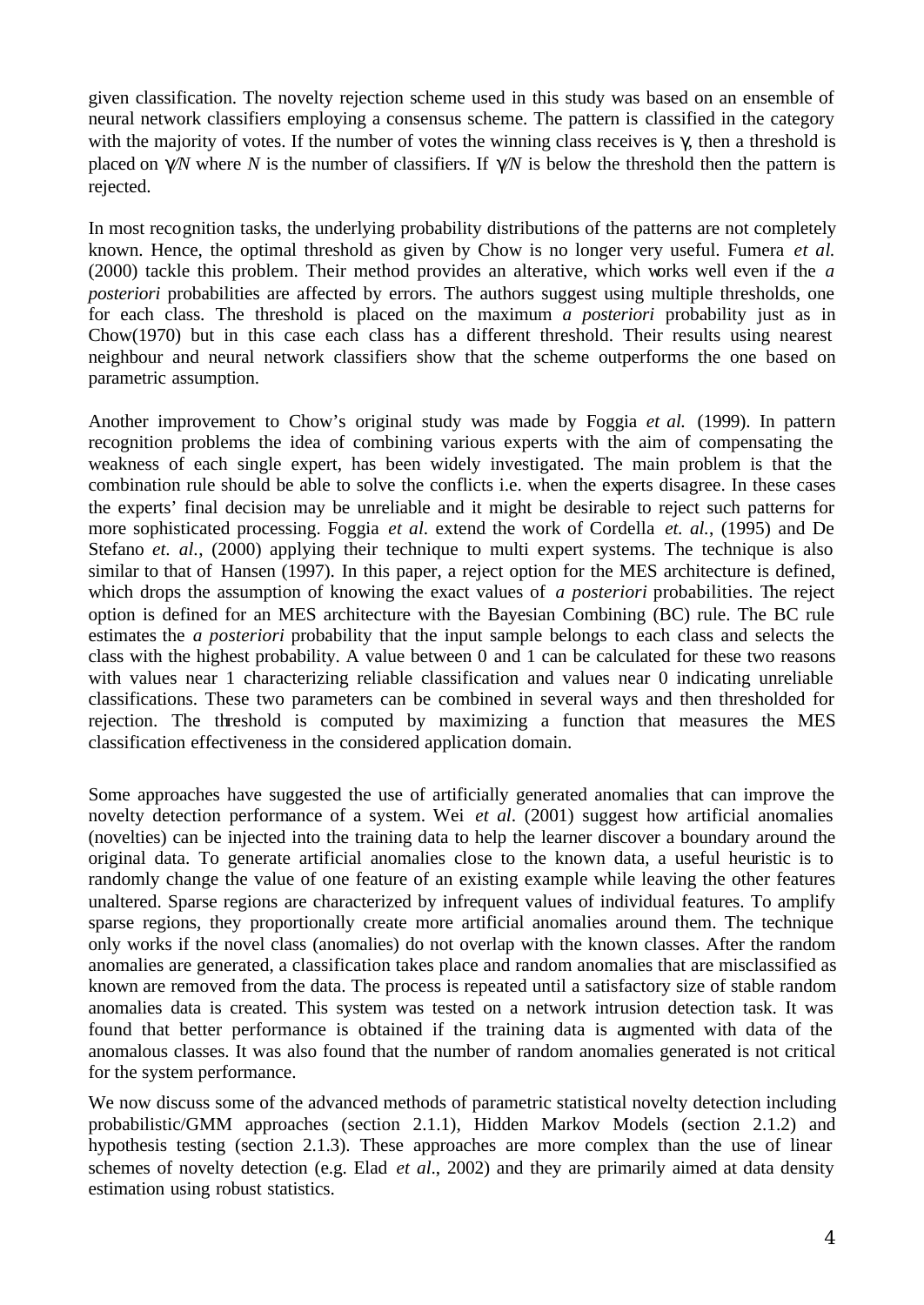given classification. The novelty rejection scheme used in this study was based on an ensemble of neural network classifiers employing a consensus scheme. The pattern is classified in the category with the majority of votes. If the number of votes the winning class receives is $\gamma$, then a threshold is placed on $\gamma/N$ where $N$ is the number of classifiers. If $\gamma/N$ is below the threshold then the pattern is rejected.

In most recognition tasks, the underlying probability distributions of the patterns are not completely known. Hence, the optimal threshold as given by Chow is no longer very useful. Fumera *et al.* (2000) tackle this problem. Their method provides an alterative, which works well even if the *a posteriori* probabilities are affected by errors. The authors suggest using multiple thresholds, one for each class. The threshold is placed on the maximum *a posteriori* probability just as in Chow(1970) but in this case each class has a different threshold. Their results using nearest neighbour and neural network classifiers show that the scheme outperforms the one based on parametric assumption.

Another improvement to Chow's original study was made by Foggia *et al.* (1999). In pattern recognition problems the idea of combining various experts with the aim of compensating the weakness of each single expert, has been widely investigated. The main problem is that the combination rule should be able to solve the conflicts i.e. when the experts disagree. In these cases the experts' final decision may be unreliable and it might be desirable to reject such patterns for more sophisticated processing. Foggia *et al.* extend the work of Cordella *et. al.*, (1995) and De Stefano *et. al.*, (2000) applying their technique to multi expert systems. The technique is also similar to that of Hansen (1997). In this paper, a reject option for the MES architecture is defined, which drops the assumption of knowing the exact values of *a posteriori* probabilities. The reject option is defined for an MES architecture with the Bayesian Combining (BC) rule. The BC rule estimates the *a posteriori* probability that the input sample belongs to each class and selects the class with the highest probability. A value between 0 and 1 can be calculated for these two reasons with values near 1 characterizing reliable classification and values near 0 indicating unreliable classifications. These two parameters can be combined in several ways and then thresholded for rejection. The threshold is computed by maximizing a function that measures the MES classification effectiveness in the considered application domain.

Some approaches have suggested the use of artificially generated anomalies that can improve the novelty detection performance of a system. Wei *et al.* (2001) suggest how artificial anomalies (novelties) can be injected into the training data to help the learner discover a boundary around the original data. To generate artificial anomalies close to the known data, a useful heuristic is to randomly change the value of one feature of an existing example while leaving the other features unaltered. Sparse regions are characterized by infrequent values of individual features. To amplify sparse regions, they proportionally create more artificial anomalies around them. The technique only works if the novel class (anomalies) do not overlap with the known classes. After the random anomalies are generated, a classification takes place and random anomalies that are misclassified as known are removed from the data. The process is repeated until a satisfactory size of stable random anomalies data is created. This system was tested on a network intrusion detection task. It was found that better performance is obtained if the training data is augmented with data of the anomalous classes. It was also found that the number of random anomalies generated is not critical for the system performance.

We now discuss some of the advanced methods of parametric statistical novelty detection including probabilistic/GMM approaches (section 2.1.1), Hidden Markov Models (section 2.1.2) and hypothesis testing (section 2.1.3). These approaches are more complex than the use of linear schemes of novelty detection (e.g. Elad *et al.*, 2002) and they are primarily aimed at data density estimation using robust statistics.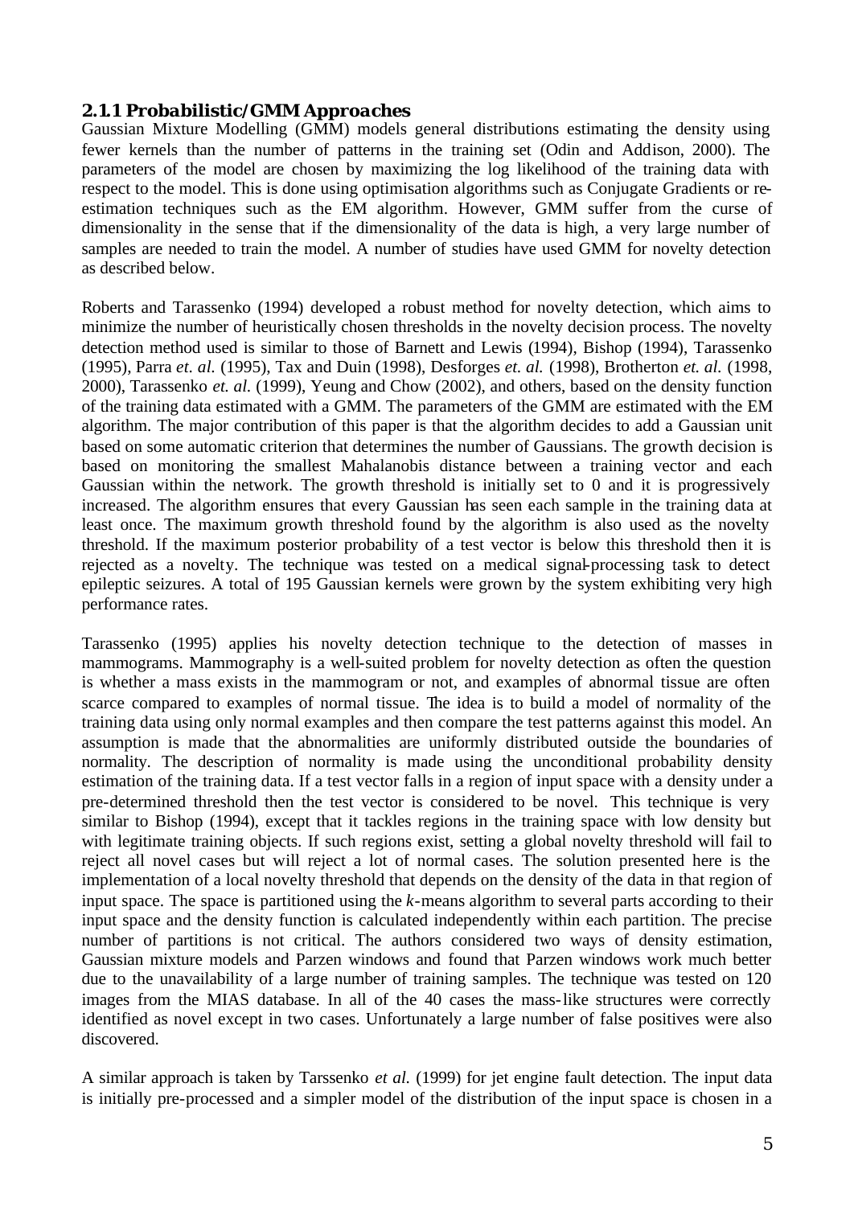### 2.1.1 Probabilistic/GMM Approaches

Gaussian Mixture Modelling (GMM) models general distributions estimating the density using fewer kernels than the number of patterns in the training set (Odin and Addison, 2000). The parameters of the model are chosen by maximizing the log likelihood of the training data with respect to the model. This is done using optimisation algorithms such as Conjugate Gradients or re-estimation techniques such as the EM algorithm. However, GMM suffer from the curse of dimensionality in the sense that if the dimensionality of the data is high, a very large number of samples are needed to train the model. A number of studies have used GMM for novelty detection as described below.

Roberts and Tarassenko (1994) developed a robust method for novelty detection, which aims to minimize the number of heuristically chosen thresholds in the novelty decision process. The novelty detection method used is similar to those of Barnett and Lewis (1994), Bishop (1994), Tarassenko (1995), Parra *et. al.* (1995), Tax and Duin (1998), Desforges *et. al.* (1998), Brotherton *et. al.* (1998, 2000), Tarassenko *et. al.* (1999), Yeung and Chow (2002), and others, based on the density function of the training data estimated with a GMM. The parameters of the GMM are estimated with the EM algorithm. The major contribution of this paper is that the algorithm decides to add a Gaussian unit based on some automatic criterion that determines the number of Gaussians. The growth decision is based on monitoring the smallest Mahalanobis distance between a training vector and each Gaussian within the network. The growth threshold is initially set to 0 and it is progressively increased. The algorithm ensures that every Gaussian has seen each sample in the training data at least once. The maximum growth threshold found by the algorithm is also used as the novelty threshold. If the maximum posterior probability of a test vector is below this threshold then it is rejected as a novelty. The technique was tested on a medical signal-processing task to detect epileptic seizures. A total of 195 Gaussian kernels were grown by the system exhibiting very high performance rates.

Tarassenko (1995) applies his novelty detection technique to the detection of masses in mammograms. Mammography is a well-suited problem for novelty detection as often the question is whether a mass exists in the mammogram or not, and examples of abnormal tissue are often scarce compared to examples of normal tissue. The idea is to build a model of normality of the training data using only normal examples and then compare the test patterns against this model. An assumption is made that the abnormalities are uniformly distributed outside the boundaries of normality. The description of normality is made using the unconditional probability density estimation of the training data. If a test vector falls in a region of input space with a density under a pre-determined threshold then the test vector is considered to be novel. This technique is very similar to Bishop (1994), except that it tackles regions in the training space with low density but with legitimate training objects. If such regions exist, setting a global novelty threshold will fail to reject all novel cases but will reject a lot of normal cases. The solution presented here is the implementation of a local novelty threshold that depends on the density of the data in that region of input space. The space is partitioned using the *k*-means algorithm to several parts according to their input space and the density function is calculated independently within each partition. The precise number of partitions is not critical. The authors considered two ways of density estimation, Gaussian mixture models and Parzen windows and found that Parzen windows work much better due to the unavailability of a large number of training samples. The technique was tested on 120 images from the MIAS database. In all of the 40 cases the mass-like structures were correctly identified as novel except in two cases. Unfortunately a large number of false positives were also discovered.

A similar approach is taken by Tarssenko *et al.* (1999) for jet engine fault detection. The input data is initially pre-processed and a simpler model of the distribution of the input space is chosen in a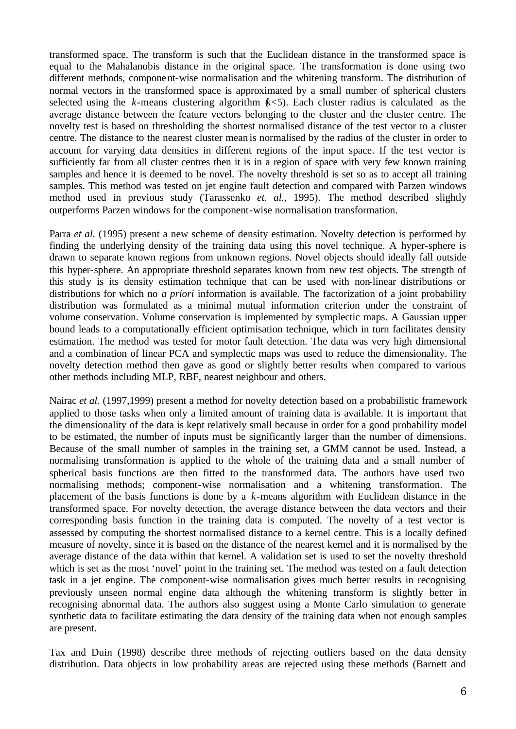transformed space. The transform is such that the Euclidean distance in the transformed space is equal to the Mahalanobis distance in the original space. The transformation is done using two different methods, component-wise normalisation and the whitening transform. The distribution of normal vectors in the transformed space is approximated by a small number of spherical clusters selected using the *k*-means clustering algorithm ($k<5$). Each cluster radius is calculated as the average distance between the feature vectors belonging to the cluster and the cluster centre. The novelty test is based on thresholding the shortest normalised distance of the test vector to a cluster centre. The distance to the nearest cluster mean is normalised by the radius of the cluster in order to account for varying data densities in different regions of the input space. If the test vector is sufficiently far from all cluster centres then it is in a region of space with very few known training samples and hence it is deemed to be novel. The novelty threshold is set so as to accept all training samples. This method was tested on jet engine fault detection and compared with Parzen windows method used in previous study (Tarassenko *et. al.*, 1995). The method described slightly outperforms Parzen windows for the component-wise normalisation transformation.

Parra *et al.* (1995) present a new scheme of density estimation. Novelty detection is performed by finding the underlying density of the training data using this novel technique. A hyper-sphere is drawn to separate known regions from unknown regions. Novel objects should ideally fall outside this hyper-sphere. An appropriate threshold separates known from new test objects. The strength of this study is its density estimation technique that can be used with non-linear distributions or distributions for which no *a priori* information is available. The factorization of a joint probability distribution was formulated as a minimal mutual information criterion under the constraint of volume conservation. Volume conservation is implemented by symplectic maps. A Gaussian upper bound leads to a computationally efficient optimisation technique, which in turn facilitates density estimation. The method was tested for motor fault detection. The data was very high dimensional and a combination of linear PCA and symplectic maps was used to reduce the dimensionality. The novelty detection method then gave as good or slightly better results when compared to various other methods including MLP, RBF, nearest neighbour and others.

Nairac *et al.* (1997,1999) present a method for novelty detection based on a probabilistic framework applied to those tasks when only a limited amount of training data is available. It is important that the dimensionality of the data is kept relatively small because in order for a good probability model to be estimated, the number of inputs must be significantly larger than the number of dimensions. Because of the small number of samples in the training set, a GMM cannot be used. Instead, a normalising transformation is applied to the whole of the training data and a small number of spherical basis functions are then fitted to the transformed data. The authors have used two normalising methods; component-wise normalisation and a whitening transformation. The placement of the basis functions is done by a *k*-means algorithm with Euclidean distance in the transformed space. For novelty detection, the average distance between the data vectors and their corresponding basis function in the training data is computed. The novelty of a test vector is assessed by computing the shortest normalised distance to a kernel centre. This is a locally defined measure of novelty, since it is based on the distance of the nearest kernel and it is normalised by the average distance of the data within that kernel. A validation set is used to set the novelty threshold which is set as the most 'novel' point in the training set. The method was tested on a fault detection task in a jet engine. The component-wise normalisation gives much better results in recognising previously unseen normal engine data although the whitening transform is slightly better in recognising abnormal data. The authors also suggest using a Monte Carlo simulation to generate synthetic data to facilitate estimating the data density of the training data when not enough samples are present.

Tax and Duin (1998) describe three methods of rejecting outliers based on the data density distribution. Data objects in low probability areas are rejected using these methods (Barnett and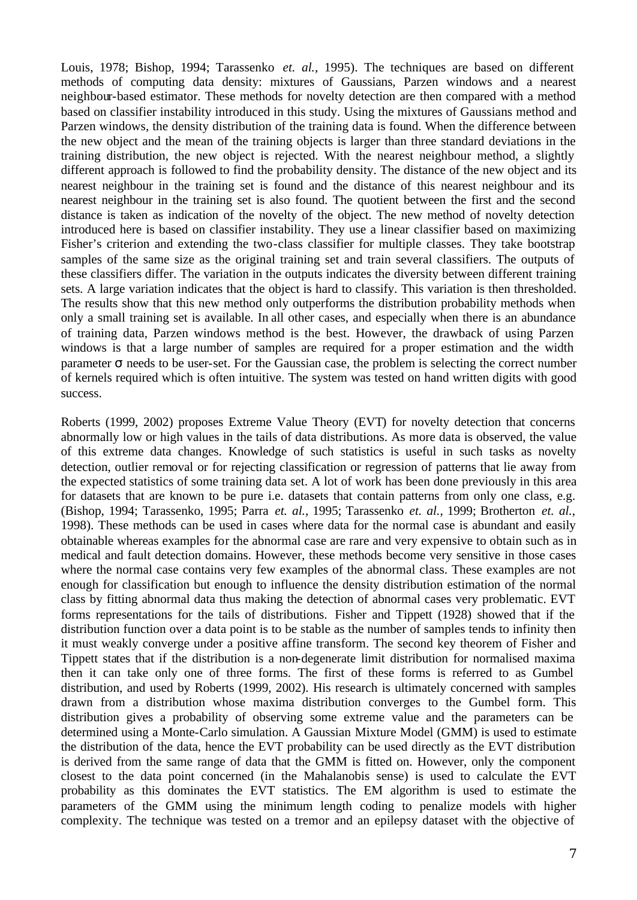Louis, 1978; Bishop, 1994; Tarassenko *et. al.*, 1995). The techniques are based on different methods of computing data density: mixtures of Gaussians, Parzen windows and a nearest neighbour-based estimator. These methods for novelty detection are then compared with a method based on classifier instability introduced in this study. Using the mixtures of Gaussians method and Parzen windows, the density distribution of the training data is found. When the difference between the new object and the mean of the training objects is larger than three standard deviations in the training distribution, the new object is rejected. With the nearest neighbour method, a slightly different approach is followed to find the probability density. The distance of the new object and its nearest neighbour in the training set is found and the distance of this nearest neighbour and its nearest neighbour in the training set is also found. The quotient between the first and the second distance is taken as indication of the novelty of the object. The new method of novelty detection introduced here is based on classifier instability. They use a linear classifier based on maximizing Fisher's criterion and extending the two-class classifier for multiple classes. They take bootstrap samples of the same size as the original training set and train several classifiers. The outputs of these classifiers differ. The variation in the outputs indicates the diversity between different training sets. A large variation indicates that the object is hard to classify. This variation is then thresholded. The results show that this new method only outperforms the distribution probability methods when only a small training set is available. In all other cases, and especially when there is an abundance of training data, Parzen windows method is the best. However, the drawback of using Parzen windows is that a large number of samples are required for a proper estimation and the width parameter $\sigma$ needs to be user-set. For the Gaussian case, the problem is selecting the correct number of kernels required which is often intuitive. The system was tested on hand written digits with good success.

Roberts (1999, 2002) proposes Extreme Value Theory (EVT) for novelty detection that concerns abnormally low or high values in the tails of data distributions. As more data is observed, the value of this extreme data changes. Knowledge of such statistics is useful in such tasks as novelty detection, outlier removal or for rejecting classification or regression of patterns that lie away from the expected statistics of some training data set. A lot of work has been done previously in this area for datasets that are known to be pure i.e. datasets that contain patterns from only one class, e.g. (Bishop, 1994; Tarassenko, 1995; Parra *et. al.*, 1995; Tarassenko *et. al.*, 1999; Brotherton *et. al.*, 1998). These methods can be used in cases where data for the normal case is abundant and easily obtainable whereas examples for the abnormal case are rare and very expensive to obtain such as in medical and fault detection domains. However, these methods become very sensitive in those cases where the normal case contains very few examples of the abnormal class. These examples are not enough for classification but enough to influence the density distribution estimation of the normal class by fitting abnormal data thus making the detection of abnormal cases very problematic. EVT forms representations for the tails of distributions. Fisher and Tippett (1928) showed that if the distribution function over a data point is to be stable as the number of samples tends to infinity then it must weakly converge under a positive affine transform. The second key theorem of Fisher and Tippett states that if the distribution is a non-degenerate limit distribution for normalised maxima then it can take only one of three forms. The first of these forms is referred to as Gumbel distribution, and used by Roberts (1999, 2002). His research is ultimately concerned with samples drawn from a distribution whose maxima distribution converges to the Gumbel form. This distribution gives a probability of observing some extreme value and the parameters can be determined using a Monte-Carlo simulation. A Gaussian Mixture Model (GMM) is used to estimate the distribution of the data, hence the EVT probability can be used directly as the EVT distribution is derived from the same range of data that the GMM is fitted on. However, only the component closest to the data point concerned (in the Mahalanobis sense) is used to calculate the EVT probability as this dominates the EVT statistics. The EM algorithm is used to estimate the parameters of the GMM using the minimum length coding to penalize models with higher complexity. The technique was tested on a tremor and an epilepsy dataset with the objective of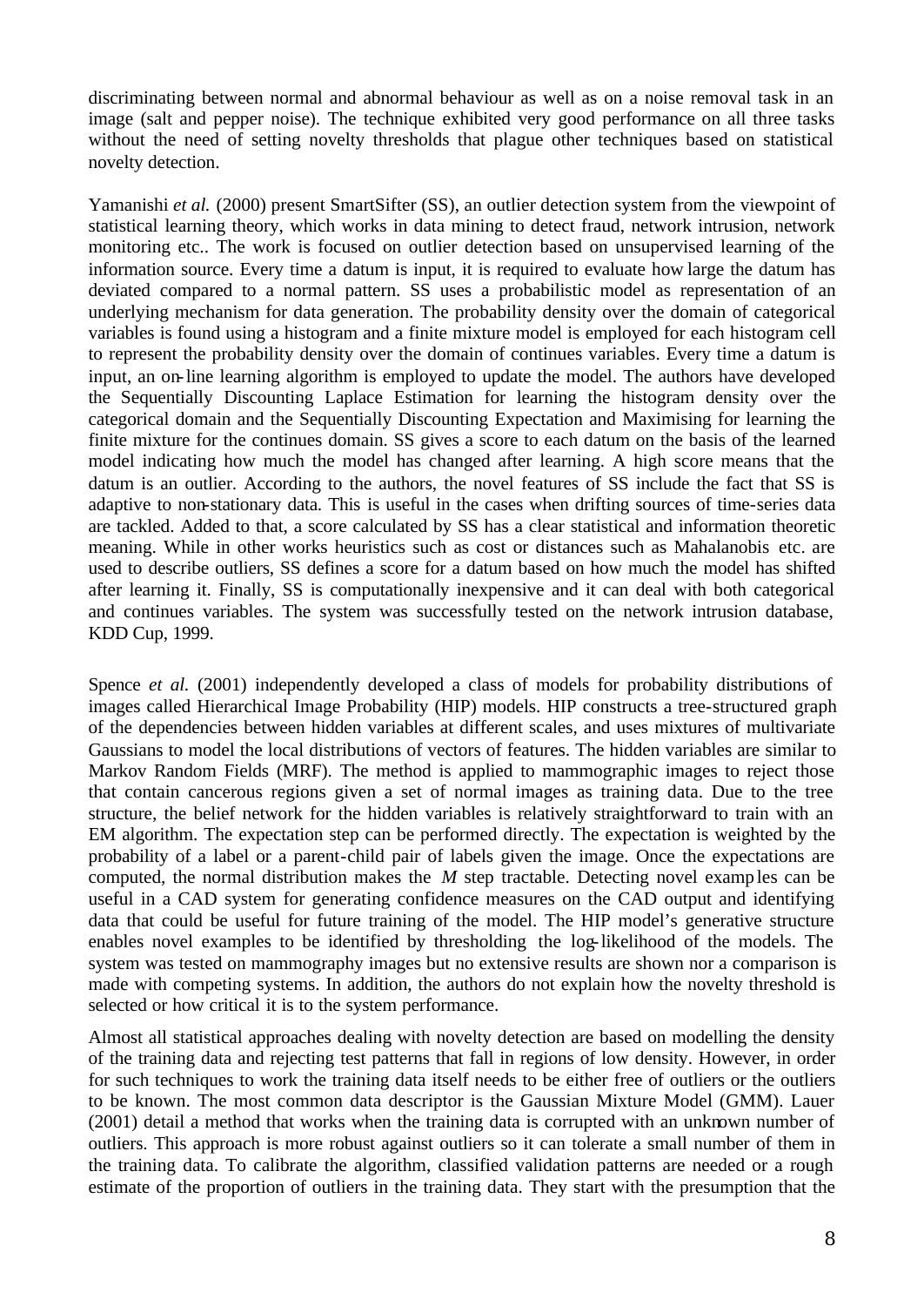discriminating between normal and abnormal behaviour as well as on a noise removal task in an image (salt and pepper noise). The technique exhibited very good performance on all three tasks without the need of setting novelty thresholds that plague other techniques based on statistical novelty detection.

Yamanishi *et al.* (2000) present SmartSifter (SS), an outlier detection system from the viewpoint of statistical learning theory, which works in data mining to detect fraud, network intrusion, network monitoring etc.. The work is focused on outlier detection based on unsupervised learning of the information source. Every time a datum is input, it is required to evaluate how large the datum has deviated compared to a normal pattern. SS uses a probabilistic model as representation of an underlying mechanism for data generation. The probability density over the domain of categorical variables is found using a histogram and a finite mixture model is employed for each histogram cell to represent the probability density over the domain of continues variables. Every time a datum is input, an on-line learning algorithm is employed to update the model. The authors have developed the Sequentially Discounting Laplace Estimation for learning the histogram density over the categorical domain and the Sequentially Discounting Expectation and Maximising for learning the finite mixture for the continues domain. SS gives a score to each datum on the basis of the learned model indicating how much the model has changed after learning. A high score means that the datum is an outlier. According to the authors, the novel features of SS include the fact that SS is adaptive to non-stationary data. This is useful in the cases when drifting sources of time-series data are tackled. Added to that, a score calculated by SS has a clear statistical and information theoretic meaning. While in other works heuristics such as cost or distances such as Mahalanobis etc. are used to describe outliers, SS defines a score for a datum based on how much the model has shifted after learning it. Finally, SS is computationally inexpensive and it can deal with both categorical and continues variables. The system was successfully tested on the network intrusion database, KDD Cup, 1999.

Spence *et al.* (2001) independently developed a class of models for probability distributions of images called Hierarchical Image Probability (HIP) models. HIP constructs a tree-structured graph of the dependencies between hidden variables at different scales, and uses mixtures of multivariate Gaussians to model the local distributions of vectors of features. The hidden variables are similar to Markov Random Fields (MRF). The method is applied to mammographic images to reject those that contain cancerous regions given a set of normal images as training data. Due to the tree structure, the belief network for the hidden variables is relatively straightforward to train with an EM algorithm. The expectation step can be performed directly. The expectation is weighted by the probability of a label or a parent-child pair of labels given the image. Once the expectations are computed, the normal distribution makes the *M* step tractable. Detecting novel examples can be useful in a CAD system for generating confidence measures on the CAD output and identifying data that could be useful for future training of the model. The HIP model's generative structure enables novel examples to be identified by thresholding the log-likelihood of the models. The system was tested on mammography images but no extensive results are shown nor a comparison is made with competing systems. In addition, the authors do not explain how the novelty threshold is selected or how critical it is to the system performance.

Almost all statistical approaches dealing with novelty detection are based on modelling the density of the training data and rejecting test patterns that fall in regions of low density. However, in order for such techniques to work the training data itself needs to be either free of outliers or the outliers to be known. The most common data descriptor is the Gaussian Mixture Model (GMM). Lauer (2001) detail a method that works when the training data is corrupted with an unknown number of outliers. This approach is more robust against outliers so it can tolerate a small number of them in the training data. To calibrate the algorithm, classified validation patterns are needed or a rough estimate of the proportion of outliers in the training data. They start with the presumption that the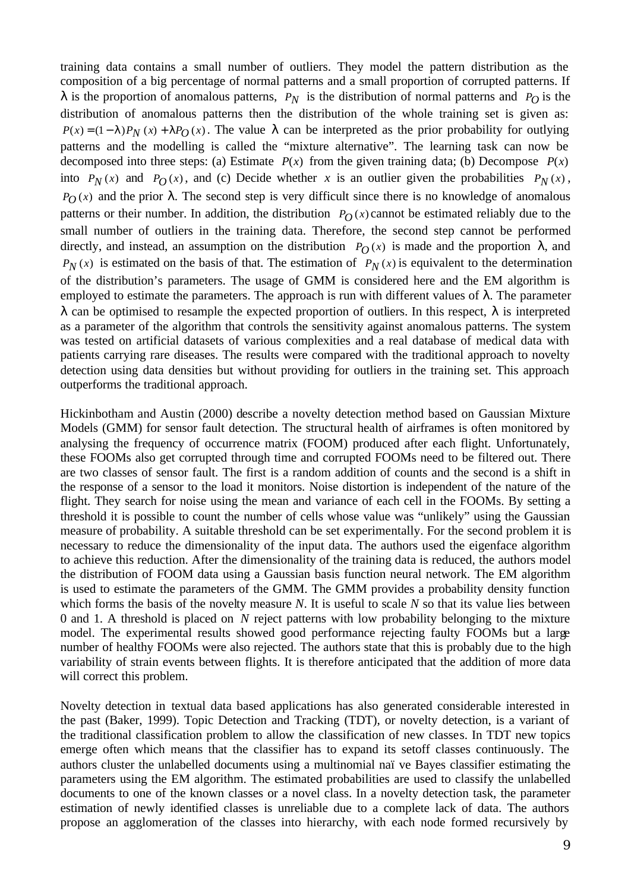training data contains a small number of outliers. They model the pattern distribution as the composition of a big percentage of normal patterns and a small proportion of corrupted patterns. If $\lambda$ is the proportion of anomalous patterns, $P_N$ is the distribution of normal patterns and $P_O$ is the distribution of anomalous patterns then the distribution of the whole training set is given as: $P(x) = (1-\lambda)P_N(x) + \lambda P_O(x)$. The value $\lambda$ can be interpreted as the prior probability for outlying patterns and the modelling is called the "mixture alternative". The learning task can now be decomposed into three steps: (a) Estimate $P(x)$ from the given training data; (b) Decompose $P(x)$ into $P_N(x)$ and $P_O(x)$, and (c) Decide whether $x$ is an outlier given the probabilities $P_N(x)$, $P_O(x)$ and the prior $\lambda$. The second step is very difficult since there is no knowledge of anomalous patterns or their number. In addition, the distribution $P_O(x)$ cannot be estimated reliably due to the small number of outliers in the training data. Therefore, the second step cannot be performed directly, and instead, an assumption on the distribution $P_O(x)$ is made and the proportion $\lambda$, and $P_N(x)$ is estimated on the basis of that. The estimation of $P_N(x)$ is equivalent to the determination of the distribution's parameters. The usage of GMM is considered here and the EM algorithm is employed to estimate the parameters. The approach is run with different values of $\lambda$. The parameter $\lambda$ can be optimised to resample the expected proportion of outliers. In this respect, $\lambda$ is interpreted as a parameter of the algorithm that controls the sensitivity against anomalous patterns. The system was tested on artificial datasets of various complexities and a real database of medical data with patients carrying rare diseases. The results were compared with the traditional approach to novelty detection using data densities but without providing for outliers in the training set. This approach outperforms the traditional approach.

Hickinbotham and Austin (2000) describe a novelty detection method based on Gaussian Mixture Models (GMM) for sensor fault detection. The structural health of airframes is often monitored by analysing the frequency of occurrence matrix (FOOM) produced after each flight. Unfortunately, these FOOMs also get corrupted through time and corrupted FOOMs need to be filtered out. There are two classes of sensor fault. The first is a random addition of counts and the second is a shift in the response of a sensor to the load it monitors. Noise distortion is independent of the nature of the flight. They search for noise using the mean and variance of each cell in the FOOMs. By setting a threshold it is possible to count the number of cells whose value was "unlikely" using the Gaussian measure of probability. A suitable threshold can be set experimentally. For the second problem it is necessary to reduce the dimensionality of the input data. The authors used the eigenface algorithm to achieve this reduction. After the dimensionality of the training data is reduced, the authors model the distribution of FOOM data using a Gaussian basis function neural network. The EM algorithm is used to estimate the parameters of the GMM. The GMM provides a probability density function which forms the basis of the novelty measure $N$. It is useful to scale $N$ so that its value lies between 0 and 1. A threshold is placed on $N$ reject patterns with low probability belonging to the mixture model. The experimental results showed good performance rejecting faulty FOOMs but a large number of healthy FOOMs were also rejected. The authors state that this is probably due to the high variability of strain events between flights. It is therefore anticipated that the addition of more data will correct this problem.

Novelty detection in textual data based applications has also generated considerable interested in the past (Baker, 1999). Topic Detection and Tracking (TDT), or novelty detection, is a variant of the traditional classification problem to allow the classification of new classes. In TDT new topics emerge often which means that the classifier has to expand its setoff classes continuously. The authors cluster the unlabelled documents using a multinomial naïve Bayes classifier estimating the parameters using the EM algorithm. The estimated probabilities are used to classify the unlabelled documents to one of the known classes or a novel class. In a novelty detection task, the parameter estimation of newly identified classes is unreliable due to a complete lack of data. The authors propose an agglomeration of the classes into hierarchy, with each node formed recursively by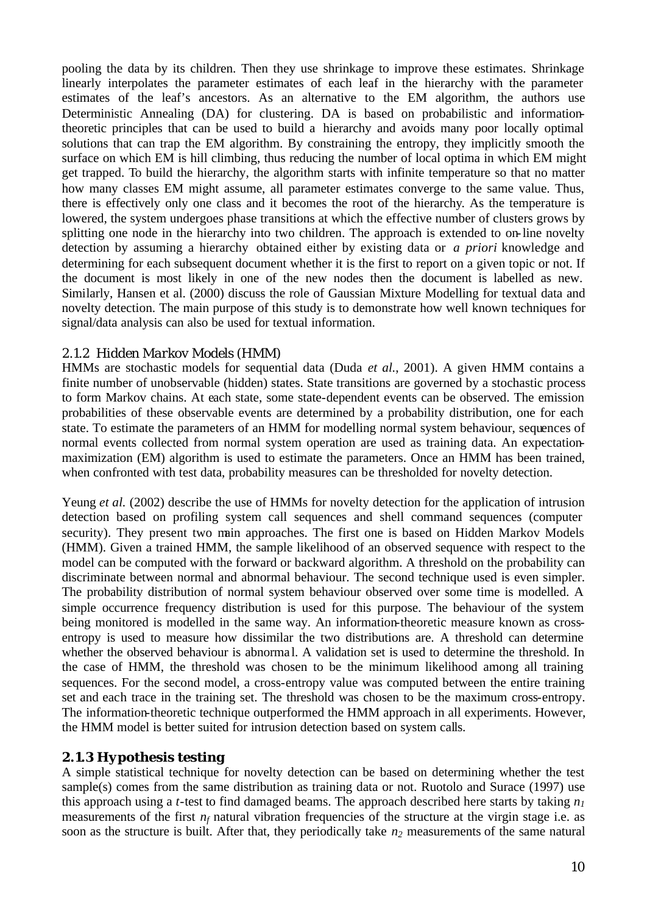pooling the data by its children. Then they use shrinkage to improve these estimates. Shrinkage linearly interpolates the parameter estimates of each leaf in the hierarchy with the parameter estimates of the leaf's ancestors. As an alternative to the EM algorithm, the authors use Deterministic Annealing (DA) for clustering. DA is based on probabilistic and information-theoretic principles that can be used to build a hierarchy and avoids many poor locally optimal solutions that can trap the EM algorithm. By constraining the entropy, they implicitly smooth the surface on which EM is hill climbing, thus reducing the number of local optima in which EM might get trapped. To build the hierarchy, the algorithm starts with infinite temperature so that no matter how many classes EM might assume, all parameter estimates converge to the same value. Thus, there is effectively only one class and it becomes the root of the hierarchy. As the temperature is lowered, the system undergoes phase transitions at which the effective number of clusters grows by splitting one node in the hierarchy into two children. The approach is extended to on-line novelty detection by assuming a hierarchy obtained either by existing data or *a priori* knowledge and determining for each subsequent document whether it is the first to report on a given topic or not. If the document is most likely in one of the new nodes then the document is labelled as new. Similarly, Hansen et al. (2000) discuss the role of Gaussian Mixture Modelling for textual data and novelty detection. The main purpose of this study is to demonstrate how well known techniques for signal/data analysis can also be used for textual information.

### 2.1.2 Hidden Markov Models (HMM)

HMMs are stochastic models for sequential data (Duda *et al.*, 2001). A given HMM contains a finite number of unobservable (hidden) states. State transitions are governed by a stochastic process to form Markov chains. At each state, some state-dependent events can be observed. The emission probabilities of these observable events are determined by a probability distribution, one for each state. To estimate the parameters of an HMM for modelling normal system behaviour, sequences of normal events collected from normal system operation are used as training data. An expectation-maximization (EM) algorithm is used to estimate the parameters. Once an HMM has been trained, when confronted with test data, probability measures can be thresholded for novelty detection.

Yeung *et al.* (2002) describe the use of HMMs for novelty detection for the application of intrusion detection based on profiling system call sequences and shell command sequences (computer security). They present two main approaches. The first one is based on Hidden Markov Models (HMM). Given a trained HMM, the sample likelihood of an observed sequence with respect to the model can be computed with the forward or backward algorithm. A threshold on the probability can discriminate between normal and abnormal behaviour. The second technique used is even simpler. The probability distribution of normal system behaviour observed over some time is modelled. A simple occurrence frequency distribution is used for this purpose. The behaviour of the system being monitored is modelled in the same way. An information-theoretic measure known as cross-entropy is used to measure how dissimilar the two distributions are. A threshold can determine whether the observed behaviour is abnormal. A validation set is used to determine the threshold. In the case of HMM, the threshold was chosen to be the minimum likelihood among all training sequences. For the second model, a cross-entropy value was computed between the entire training set and each trace in the training set. The threshold was chosen to be the maximum cross-entropy. The information-theoretic technique outperformed the HMM approach in all experiments. However, the HMM model is better suited for intrusion detection based on system calls.

### 2.1.3 Hypothesis testing

A simple statistical technique for novelty detection can be based on determining whether the test sample(s) comes from the same distribution as training data or not. Ruotolo and Surace (1997) use this approach using a *t*-test to find damaged beams. The approach described here starts by taking $n_1$ measurements of the first $n_f$ natural vibration frequencies of the structure at the virgin stage i.e. as soon as the structure is built. After that, they periodically take $n_2$ measurements of the same natural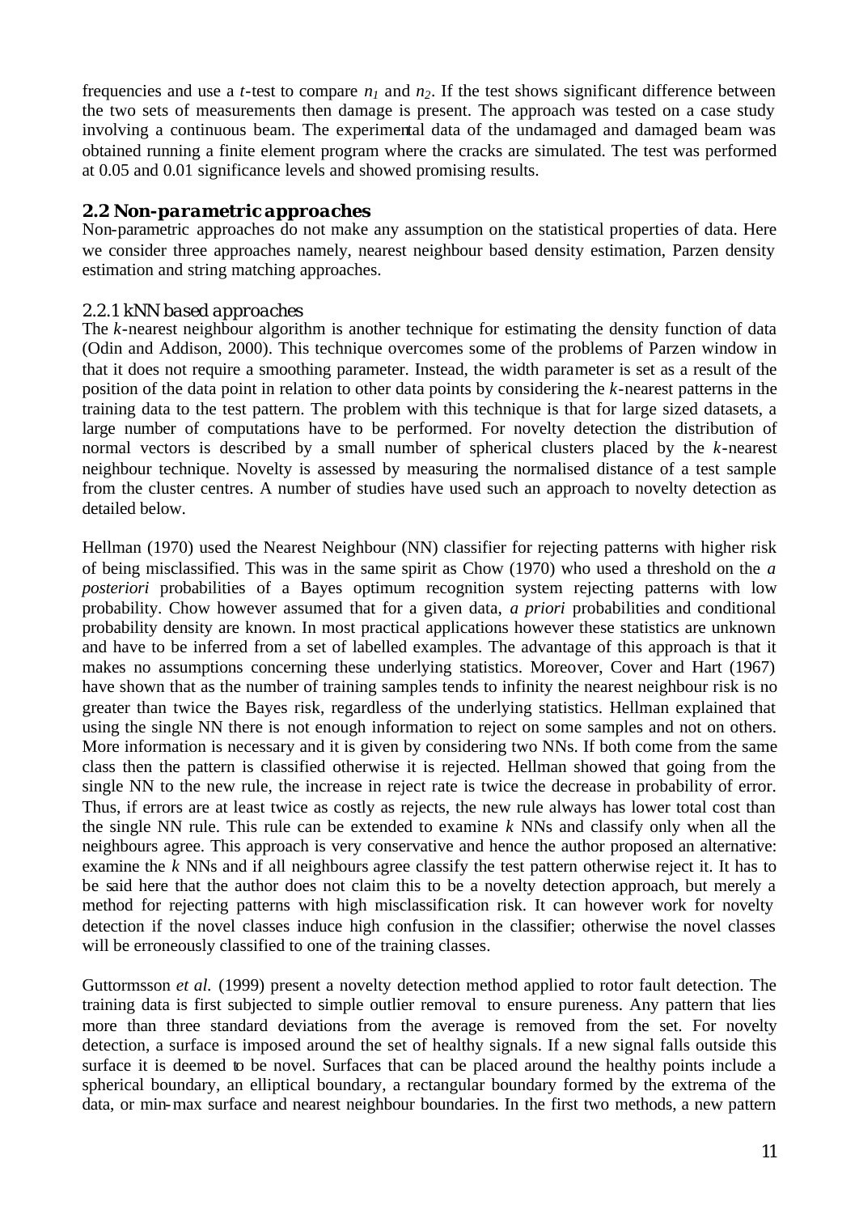frequencies and use a *t*-test to compare $n_1$ and $n_2$. If the test shows significant difference between the two sets of measurements then damage is present. The approach was tested on a case study involving a continuous beam. The experimental data of the undamaged and damaged beam was obtained running a finite element program where the cracks are simulated. The test was performed at 0.05 and 0.01 significance levels and showed promising results.

## 2.2 Non-parametric approaches

Non-parametric approaches do not make any assumption on the statistical properties of data. Here we consider three approaches namely, nearest neighbour based density estimation, Parzen density estimation and string matching approaches.

### 2.2.1 kNN based approaches

The *k*-nearest neighbour algorithm is another technique for estimating the density function of data (Odin and Addison, 2000). This technique overcomes some of the problems of Parzen window in that it does not require a smoothing parameter. Instead, the width parameter is set as a result of the position of the data point in relation to other data points by considering the *k*-nearest patterns in the training data to the test pattern. The problem with this technique is that for large sized datasets, a large number of computations have to be performed. For novelty detection the distribution of normal vectors is described by a small number of spherical clusters placed by the *k*-nearest neighbour technique. Novelty is assessed by measuring the normalised distance of a test sample from the cluster centres. A number of studies have used such an approach to novelty detection as detailed below.

Hellman (1970) used the Nearest Neighbour (NN) classifier for rejecting patterns with higher risk of being misclassified. This was in the same spirit as Chow (1970) who used a threshold on the *a posteriori* probabilities of a Bayes optimum recognition system rejecting patterns with low probability. Chow however assumed that for a given data, *a priori* probabilities and conditional probability density are known. In most practical applications however these statistics are unknown and have to be inferred from a set of labelled examples. The advantage of this approach is that it makes no assumptions concerning these underlying statistics. Moreover, Cover and Hart (1967) have shown that as the number of training samples tends to infinity the nearest neighbour risk is no greater than twice the Bayes risk, regardless of the underlying statistics. Hellman explained that using the single NN there is not enough information to reject on some samples and not on others. More information is necessary and it is given by considering two NNs. If both come from the same class then the pattern is classified otherwise it is rejected. Hellman showed that going from the single NN to the new rule, the increase in reject rate is twice the decrease in probability of error. Thus, if errors are at least twice as costly as rejects, the new rule always has lower total cost than the single NN rule. This rule can be extended to examine *k* NNs and classify only when all the neighbours agree. This approach is very conservative and hence the author proposed an alternative: examine the *k* NNs and if all neighbours agree classify the test pattern otherwise reject it. It has to be said here that the author does not claim this to be a novelty detection approach, but merely a method for rejecting patterns with high misclassification risk. It can however work for novelty detection if the novel classes induce high confusion in the classifier; otherwise the novel classes will be erroneously classified to one of the training classes.

Guttormsson *et al.* (1999) present a novelty detection method applied to rotor fault detection. The training data is first subjected to simple outlier removal to ensure pureness. Any pattern that lies more than three standard deviations from the average is removed from the set. For novelty detection, a surface is imposed around the set of healthy signals. If a new signal falls outside this surface it is deemed to be novel. Surfaces that can be placed around the healthy points include a spherical boundary, an elliptical boundary, a rectangular boundary formed by the extrema of the data, or min-max surface and nearest neighbour boundaries. In the first two methods, a new pattern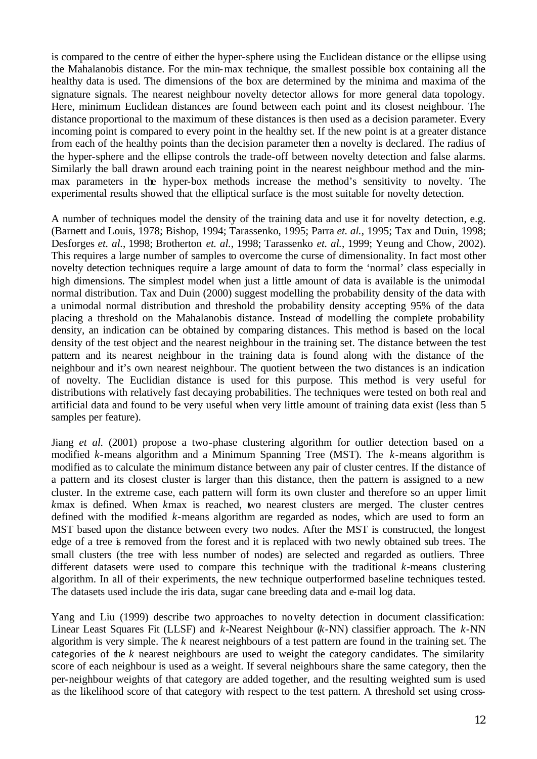is compared to the centre of either the hyper-sphere using the Euclidean distance or the ellipse using the Mahalanobis distance. For the min-max technique, the smallest possible box containing all the healthy data is used. The dimensions of the box are determined by the minima and maxima of the signature signals. The nearest neighbour novelty detector allows for more general data topology. Here, minimum Euclidean distances are found between each point and its closest neighbour. The distance proportional to the maximum of these distances is then used as a decision parameter. Every incoming point is compared to every point in the healthy set. If the new point is at a greater distance from each of the healthy points than the decision parameter then a novelty is declared. The radius of the hyper-sphere and the ellipse controls the trade-off between novelty detection and false alarms. Similarly the ball drawn around each training point in the nearest neighbour method and the min-max parameters in the hyper-box methods increase the method's sensitivity to novelty. The experimental results showed that the elliptical surface is the most suitable for novelty detection.

A number of techniques model the density of the training data and use it for novelty detection, e.g. (Barnett and Louis, 1978; Bishop, 1994; Tarassenko, 1995; Parra *et. al.*, 1995; Tax and Duin, 1998; Desforges *et. al.*, 1998; Brotherton *et. al.*, 1998; Tarassenko *et. al.*, 1999; Yeung and Chow, 2002). This requires a large number of samples to overcome the curse of dimensionality. In fact most other novelty detection techniques require a large amount of data to form the 'normal' class especially in high dimensions. The simplest model when just a little amount of data is available is the unimodal normal distribution. Tax and Duin (2000) suggest modelling the probability density of the data with a unimodal normal distribution and threshold the probability density accepting 95% of the data placing a threshold on the Mahalanobis distance. Instead of modelling the complete probability density, an indication can be obtained by comparing distances. This method is based on the local density of the test object and the nearest neighbour in the training set. The distance between the test pattern and its nearest neighbour in the training data is found along with the distance of the neighbour and it's own nearest neighbour. The quotient between the two distances is an indication of novelty. The Euclidian distance is used for this purpose. This method is very useful for distributions with relatively fast decaying probabilities. The techniques were tested on both real and artificial data and found to be very useful when very little amount of training data exist (less than 5 samples per feature).

Jiang *et al.* (2001) propose a two-phase clustering algorithm for outlier detection based on a modified *k*-means algorithm and a Minimum Spanning Tree (MST). The *k*-means algorithm is modified as to calculate the minimum distance between any pair of cluster centres. If the distance of a pattern and its closest cluster is larger than this distance, then the pattern is assigned to a new cluster. In the extreme case, each pattern will form its own cluster and therefore so an upper limit *k*max is defined. When *k*max is reached, two nearest clusters are merged. The cluster centres defined with the modified *k*-means algorithm are regarded as nodes, which are used to form an MST based upon the distance between every two nodes. After the MST is constructed, the longest edge of a tree is removed from the forest and it is replaced with two newly obtained sub trees. The small clusters (the tree with less number of nodes) are selected and regarded as outliers. Three different datasets were used to compare this technique with the traditional *k*-means clustering algorithm. In all of their experiments, the new technique outperformed baseline techniques tested. The datasets used include the iris data, sugar cane breeding data and e-mail log data.

Yang and Liu (1999) describe two approaches to novelty detection in document classification: Linear Least Squares Fit (LLSF) and *k*-Nearest Neighbour (*k*-NN) classifier approach. The *k*-NN algorithm is very simple. The *k* nearest neighbours of a test pattern are found in the training set. The categories of the *k* nearest neighbours are used to weight the category candidates. The similarity score of each neighbour is used as a weight. If several neighbours share the same category, then the per-neighbour weights of that category are added together, and the resulting weighted sum is used as the likelihood score of that category with respect to the test pattern. A threshold set using cross-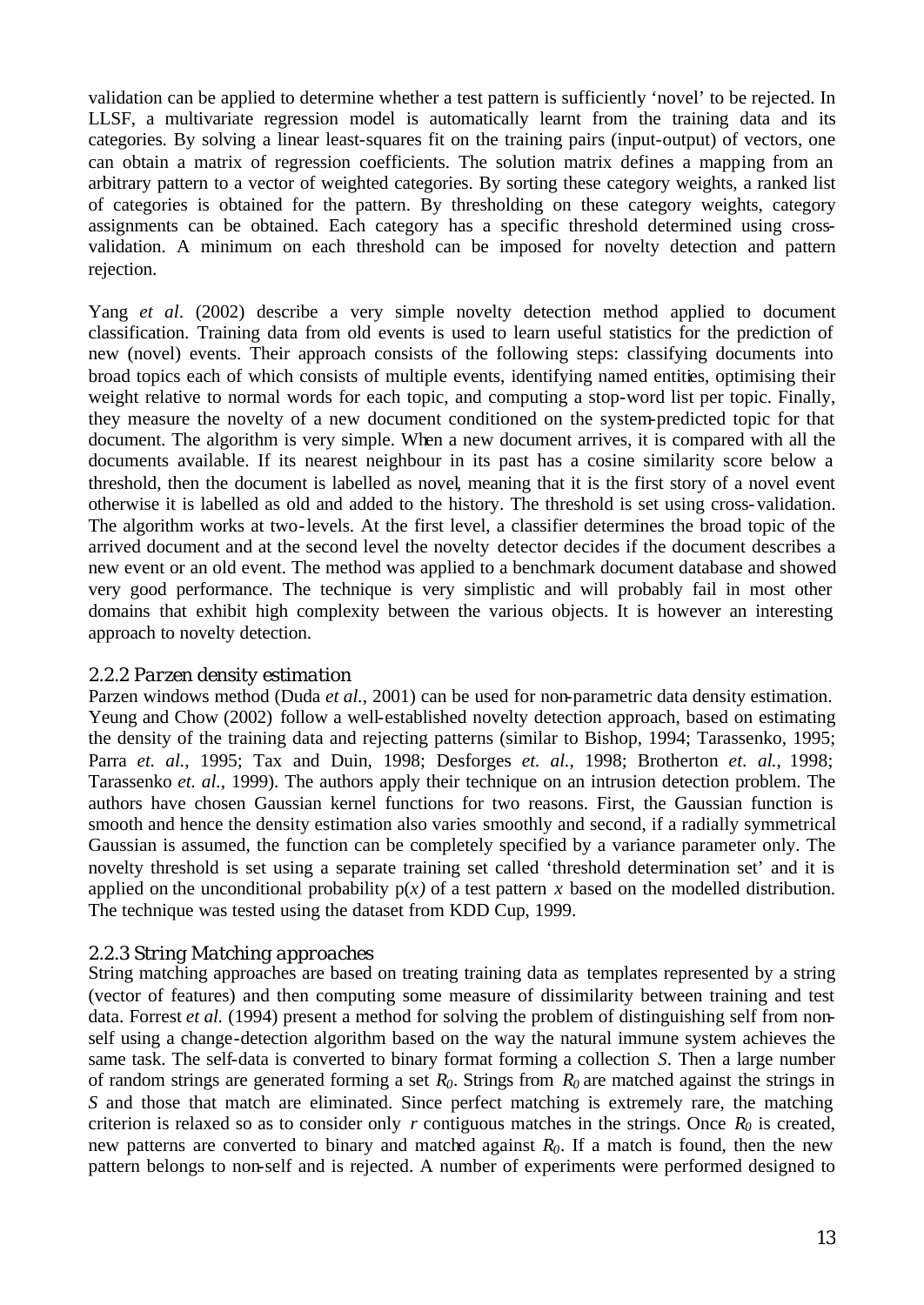validation can be applied to determine whether a test pattern is sufficiently 'novel' to be rejected. In LLSF, a multivariate regression model is automatically learnt from the training data and its categories. By solving a linear least-squares fit on the training pairs (input-output) of vectors, one can obtain a matrix of regression coefficients. The solution matrix defines a mapping from an arbitrary pattern to a vector of weighted categories. By sorting these category weights, a ranked list of categories is obtained for the pattern. By thresholding on these category weights, category assignments can be obtained. Each category has a specific threshold determined using cross-validation. A minimum on each threshold can be imposed for novelty detection and pattern rejection.

Yang *et al*. (2002) describe a very simple novelty detection method applied to document classification. Training data from old events is used to learn useful statistics for the prediction of new (novel) events. Their approach consists of the following steps: classifying documents into broad topics each of which consists of multiple events, identifying named entities, optimising their weight relative to normal words for each topic, and computing a stop-word list per topic. Finally, they measure the novelty of a new document conditioned on the system-predicted topic for that document. The algorithm is very simple. When a new document arrives, it is compared with all the documents available. If its nearest neighbour in its past has a cosine similarity score below a threshold, then the document is labelled as novel, meaning that it is the first story of a novel event otherwise it is labelled as old and added to the history. The threshold is set using cross-validation. The algorithm works at two-levels. At the first level, a classifier determines the broad topic of the arrived document and at the second level the novelty detector decides if the document describes a new event or an old event. The method was applied to a benchmark document database and showed very good performance. The technique is very simplistic and will probably fail in most other domains that exhibit high complexity between the various objects. It is however an interesting approach to novelty detection.

### 2.2.2 Parzen density estimation

Parzen windows method (Duda *et al.*, 2001) can be used for non-parametric data density estimation. Yeung and Chow (2002) follow a well-established novelty detection approach, based on estimating the density of the training data and rejecting patterns (similar to Bishop, 1994; Tarassenko, 1995; Parra *et. al.*, 1995; Tax and Duin, 1998; Desforges *et. al.*, 1998; Brotherton *et. al.*, 1998; Tarassenko *et. al.*, 1999). The authors apply their technique on an intrusion detection problem. The authors have chosen Gaussian kernel functions for two reasons. First, the Gaussian function is smooth and hence the density estimation also varies smoothly and second, if a radially symmetrical Gaussian is assumed, the function can be completely specified by a variance parameter only. The novelty threshold is set using a separate training set called 'threshold determination set' and it is applied on the unconditional probability $p(x)$ of a test pattern $x$ based on the modelled distribution. The technique was tested using the dataset from KDD Cup, 1999.

### 2.2.3 String Matching approaches

String matching approaches are based on treating training data as templates represented by a string (vector of features) and then computing some measure of dissimilarity between training and test data. Forrest *et al.* (1994) present a method for solving the problem of distinguishing self from non-self using a change-detection algorithm based on the way the natural immune system achieves the same task. The self-data is converted to binary format forming a collection $S$. Then a large number of random strings are generated forming a set $R_0$. Strings from $R_0$ are matched against the strings in $S$ and those that match are eliminated. Since perfect matching is extremely rare, the matching criterion is relaxed so as to consider only $r$ contiguous matches in the strings. Once $R_0$ is created, new patterns are converted to binary and matched against $R_0$. If a match is found, then the new pattern belongs to non-self and is rejected. A number of experiments were performed designed to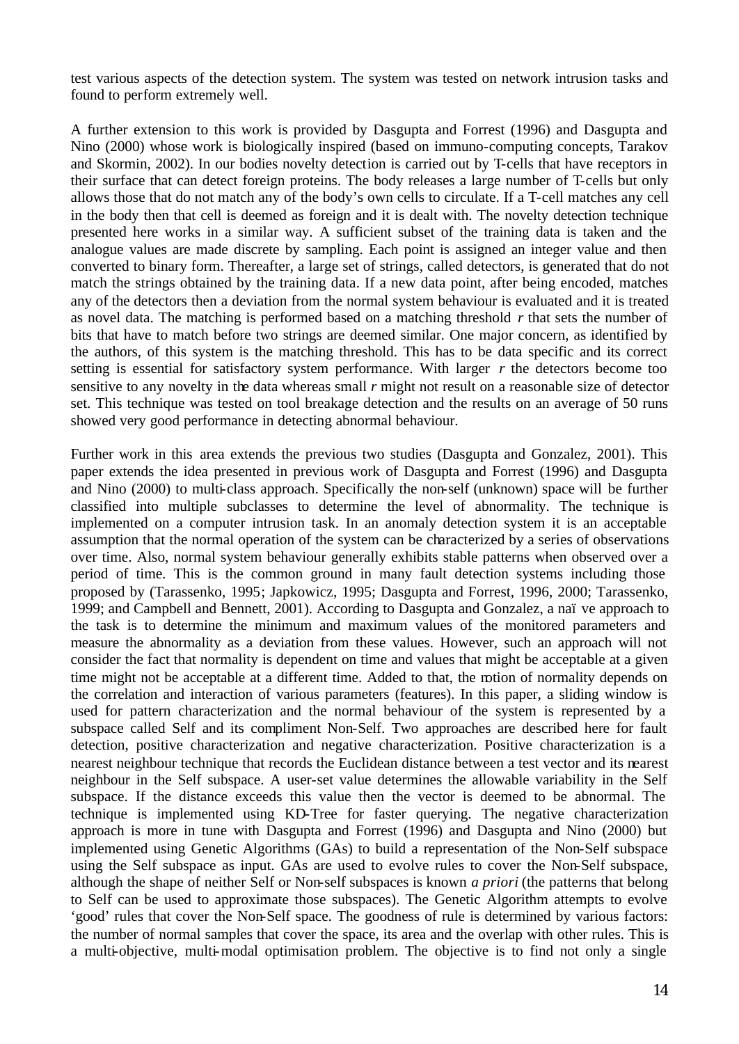test various aspects of the detection system. The system was tested on network intrusion tasks and found to perform extremely well.

A further extension to this work is provided by Dasgupta and Forrest (1996) and Dasgupta and Nino (2000) whose work is biologically inspired (based on immuno-computing concepts, Tarakov and Skormin, 2002). In our bodies novelty detection is carried out by T-cells that have receptors in their surface that can detect foreign proteins. The body releases a large number of T-cells but only allows those that do not match any of the body's own cells to circulate. If a T-cell matches any cell in the body then that cell is deemed as foreign and it is dealt with. The novelty detection technique presented here works in a similar way. A sufficient subset of the training data is taken and the analogue values are made discrete by sampling. Each point is assigned an integer value and then converted to binary form. Thereafter, a large set of strings, called detectors, is generated that do not match the strings obtained by the training data. If a new data point, after being encoded, matches any of the detectors then a deviation from the normal system behaviour is evaluated and it is treated as novel data. The matching is performed based on a matching threshold $r$ that sets the number of bits that have to match before two strings are deemed similar. One major concern, as identified by the authors, of this system is the matching threshold. This has to be data specific and its correct setting is essential for satisfactory system performance. With larger $r$ the detectors become too sensitive to any novelty in the data whereas small $r$ might not result on a reasonable size of detector set. This technique was tested on tool breakage detection and the results on an average of 50 runs showed very good performance in detecting abnormal behaviour.

Further work in this area extends the previous two studies (Dasgupta and Gonzalez, 2001). This paper extends the idea presented in previous work of Dasgupta and Forrest (1996) and Dasgupta and Nino (2000) to multi-class approach. Specifically the non-self (unknown) space will be further classified into multiple subclasses to determine the level of abnormality. The technique is implemented on a computer intrusion task. In an anomaly detection system it is an acceptable assumption that the normal operation of the system can be characterized by a series of observations over time. Also, normal system behaviour generally exhibits stable patterns when observed over a period of time. This is the common ground in many fault detection systems including those proposed by (Tarassenko, 1995; Japkowicz, 1995; Dasgupta and Forrest, 1996, 2000; Tarassenko, 1999; and Campbell and Bennett, 2001). According to Dasgupta and Gonzalez, a naïve approach to the task is to determine the minimum and maximum values of the monitored parameters and measure the abnormality as a deviation from these values. However, such an approach will not consider the fact that normality is dependent on time and values that might be acceptable at a given time might not be acceptable at a different time. Added to that, the notion of normality depends on the correlation and interaction of various parameters (features). In this paper, a sliding window is used for pattern characterization and the normal behaviour of the system is represented by a subspace called Self and its compliment Non-Self. Two approaches are described here for fault detection, positive characterization and negative characterization. Positive characterization is a nearest neighbour technique that records the Euclidean distance between a test vector and its nearest neighbour in the Self subspace. A user-set value determines the allowable variability in the Self subspace. If the distance exceeds this value then the vector is deemed to be abnormal. The technique is implemented using KD-Tree for faster querying. The negative characterization approach is more in tune with Dasgupta and Forrest (1996) and Dasgupta and Nino (2000) but implemented using Genetic Algorithms (GAs) to build a representation of the Non-Self subspace using the Self subspace as input. GAs are used to evolve rules to cover the Non-Self subspace, although the shape of neither Self or Non-self subspaces is known *a priori* (the patterns that belong to Self can be used to approximate those subspaces). The Genetic Algorithm attempts to evolve 'good' rules that cover the Non-Self space. The goodness of rule is determined by various factors: the number of normal samples that cover the space, its area and the overlap with other rules. This is a multi-objective, multi-modal optimisation problem. The objective is to find not only a single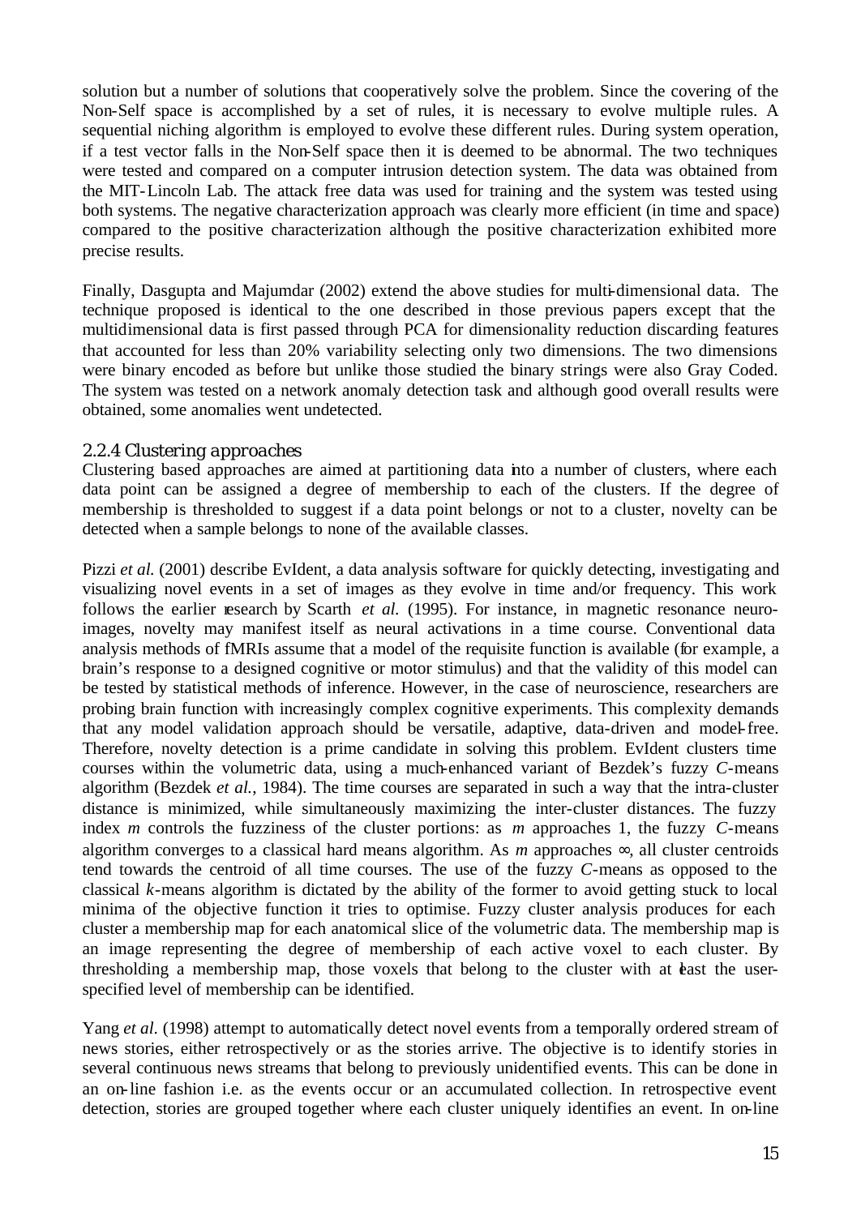solution but a number of solutions that cooperatively solve the problem. Since the covering of the Non-Self space is accomplished by a set of rules, it is necessary to evolve multiple rules. A sequential niching algorithm is employed to evolve these different rules. During system operation, if a test vector falls in the Non-Self space then it is deemed to be abnormal. The two techniques were tested and compared on a computer intrusion detection system. The data was obtained from the MIT-Lincoln Lab. The attack free data was used for training and the system was tested using both systems. The negative characterization approach was clearly more efficient (in time and space) compared to the positive characterization although the positive characterization exhibited more precise results.

Finally, Dasgupta and Majumdar (2002) extend the above studies for multi-dimensional data. The technique proposed is identical to the one described in those previous papers except that the multidimensional data is first passed through PCA for dimensionality reduction discarding features that accounted for less than 20% variability selecting only two dimensions. The two dimensions were binary encoded as before but unlike those studied the binary strings were also Gray Coded. The system was tested on a network anomaly detection task and although good overall results were obtained, some anomalies went undetected.

### 2.2.4 Clustering approaches

Clustering based approaches are aimed at partitioning data into a number of clusters, where each data point can be assigned a degree of membership to each of the clusters. If the degree of membership is thresholded to suggest if a data point belongs or not to a cluster, novelty can be detected when a sample belongs to none of the available classes.

Pizzi *et al.* (2001) describe EvIdent, a data analysis software for quickly detecting, investigating and visualizing novel events in a set of images as they evolve in time and/or frequency. This work follows the earlier research by Scarth *et al.* (1995). For instance, in magnetic resonance neuro-images, novelty may manifest itself as neural activations in a time course. Conventional data analysis methods of fMRIs assume that a model of the requisite function is available (for example, a brain's response to a designed cognitive or motor stimulus) and that the validity of this model can be tested by statistical methods of inference. However, in the case of neuroscience, researchers are probing brain function with increasingly complex cognitive experiments. This complexity demands that any model validation approach should be versatile, adaptive, data-driven and model-free. Therefore, novelty detection is a prime candidate in solving this problem. EvIdent clusters time courses within the volumetric data, using a much-enhanced variant of Bezdek's fuzzy *C*-means algorithm (Bezdek *et al.*, 1984). The time courses are separated in such a way that the intra-cluster distance is minimized, while simultaneously maximizing the inter-cluster distances. The fuzzy index $m$ controls the fuzziness of the cluster portions: as $m$ approaches 1, the fuzzy *C*-means algorithm converges to a classical hard means algorithm. As $m$ approaches $\infty$, all cluster centroids tend towards the centroid of all time courses. The use of the fuzzy *C*-means as opposed to the classical *k*-means algorithm is dictated by the ability of the former to avoid getting stuck to local minima of the objective function it tries to optimise. Fuzzy cluster analysis produces for each cluster a membership map for each anatomical slice of the volumetric data. The membership map is an image representing the degree of membership of each active voxel to each cluster. By thresholding a membership map, those voxels that belong to the cluster with at least the user-specified level of membership can be identified.

Yang *et al*. (1998) attempt to automatically detect novel events from a temporally ordered stream of news stories, either retrospectively or as the stories arrive. The objective is to identify stories in several continuous news streams that belong to previously unidentified events. This can be done in an on-line fashion i.e. as the events occur or an accumulated collection. In retrospective event detection, stories are grouped together where each cluster uniquely identifies an event. In on-line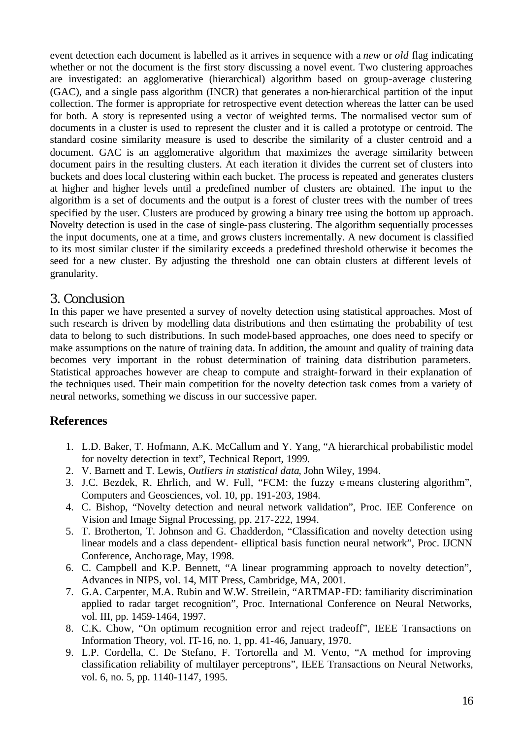event detection each document is labelled as it arrives in sequence with a *new* or *old* flag indicating whether or not the document is the first story discussing a novel event. Two clustering approaches are investigated: an agglomerative (hierarchical) algorithm based on group-average clustering (GAC), and a single pass algorithm (INCR) that generates a non-hierarchical partition of the input collection. The former is appropriate for retrospective event detection whereas the latter can be used for both. A story is represented using a vector of weighted terms. The normalised vector sum of documents in a cluster is used to represent the cluster and it is called a prototype or centroid. The standard cosine similarity measure is used to describe the similarity of a cluster centroid and a document. GAC is an agglomerative algorithm that maximizes the average similarity between document pairs in the resulting clusters. At each iteration it divides the current set of clusters into buckets and does local clustering within each bucket. The process is repeated and generates clusters at higher and higher levels until a predefined number of clusters are obtained. The input to the algorithm is a set of documents and the output is a forest of cluster trees with the number of trees specified by the user. Clusters are produced by growing a binary tree using the bottom up approach. Novelty detection is used in the case of single-pass clustering. The algorithm sequentially processes the input documents, one at a time, and grows clusters incrementally. A new document is classified to its most similar cluster if the similarity exceeds a predefined threshold otherwise it becomes the seed for a new cluster. By adjusting the threshold one can obtain clusters at different levels of granularity.

## 3. Conclusion

In this paper we have presented a survey of novelty detection using statistical approaches. Most of such research is driven by modelling data distributions and then estimating the probability of test data to belong to such distributions. In such model-based approaches, one does need to specify or make assumptions on the nature of training data. In addition, the amount and quality of training data becomes very important in the robust determination of training data distribution parameters. Statistical approaches however are cheap to compute and straight-forward in their explanation of the techniques used. Their main competition for the novelty detection task comes from a variety of neural networks, something we discuss in our successive paper.

## References

1. L.D. Baker, T. Hofmann, A.K. McCallum and Y. Yang, "A hierarchical probabilistic model for novelty detection in text", Technical Report, 1999.
2. V. Barnett and T. Lewis, *Outliers in statistical data*, John Wiley, 1994.
3. J.C. Bezdek, R. Ehrlich, and W. Full, "FCM: the fuzzy c-means clustering algorithm", Computers and Geosciences, vol. 10, pp. 191-203, 1984.
4. C. Bishop, "Novelty detection and neural network validation", Proc. IEE Conference on Vision and Image Signal Processing, pp. 217-222, 1994.
5. T. Brotherton, T. Johnson and G. Chadderdon, "Classification and novelty detection using linear models and a class dependent- elliptical basis function neural network", Proc. IJCNN Conference, Anchorage, May, 1998.
6. C. Campbell and K.P. Bennett, "A linear programming approach to novelty detection", Advances in NIPS, vol. 14, MIT Press, Cambridge, MA, 2001.
7. G.A. Carpenter, M.A. Rubin and W.W. Streilein, "ARTMAP-FD: familiarity discrimination applied to radar target recognition", Proc. International Conference on Neural Networks, vol. III, pp. 1459-1464, 1997.
8. C.K. Chow, "On optimum recognition error and reject tradeoff", IEEE Transactions on Information Theory, vol. IT-16, no. 1, pp. 41-46, January, 1970.
9. L.P. Cordella, C. De Stefano, F. Tortorella and M. Vento, "A method for improving classification reliability of multilayer perceptrons", IEEE Transactions on Neural Networks, vol. 6, no. 5, pp. 1140-1147, 1995.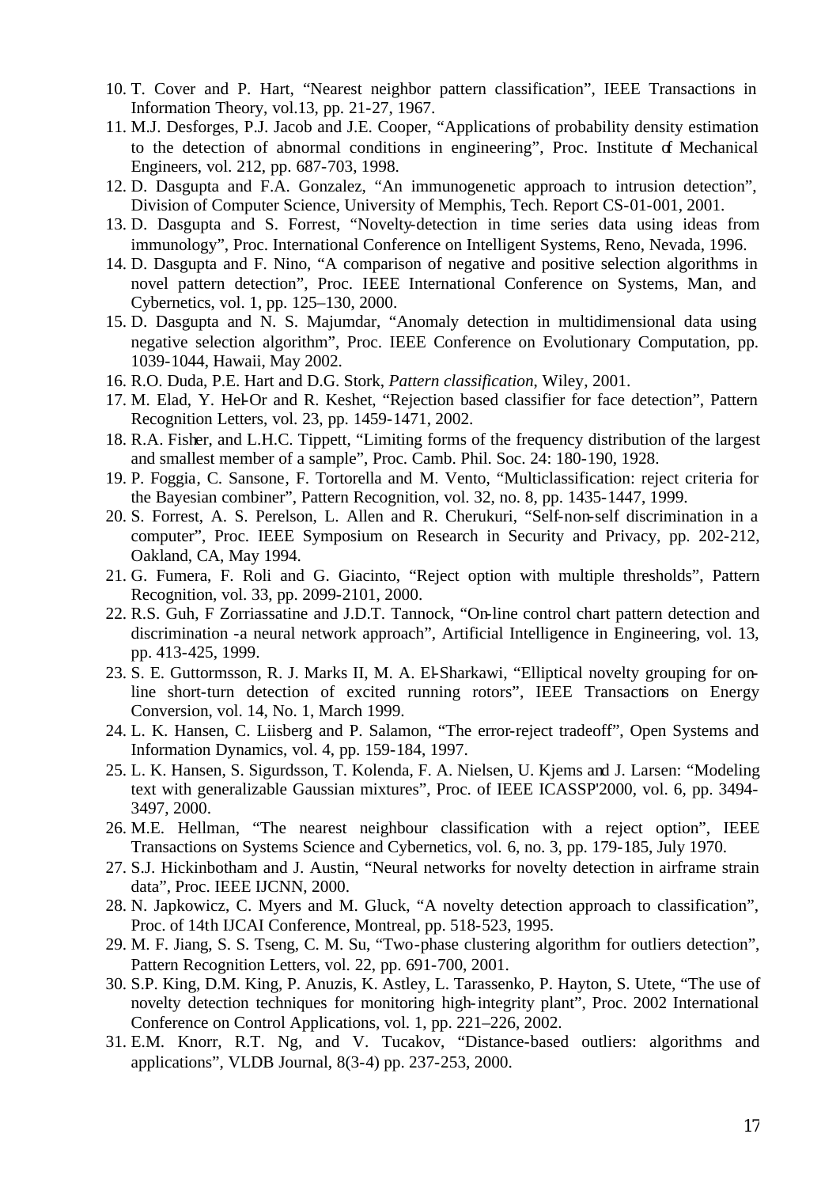10. T. Cover and P. Hart, "Nearest neighbor pattern classification", IEEE Transactions in Information Theory, vol.13, pp. 21-27, 1967.
11. M.J. Desforges, P.J. Jacob and J.E. Cooper, "Applications of probability density estimation to the detection of abnormal conditions in engineering", Proc. Institute of Mechanical Engineers, vol. 212, pp. 687-703, 1998.
12. D. Dasgupta and F.A. Gonzalez, "An immunogenetic approach to intrusion detection", Division of Computer Science, University of Memphis, Tech. Report CS-01-001, 2001.
13. D. Dasgupta and S. Forrest, "Novelty-detection in time series data using ideas from immunology", Proc. International Conference on Intelligent Systems, Reno, Nevada, 1996.
14. D. Dasgupta and F. Nino, "A comparison of negative and positive selection algorithms in novel pattern detection", Proc. IEEE International Conference on Systems, Man, and Cybernetics, vol. 1, pp. 125–130, 2000.
15. D. Dasgupta and N. S. Majumdar, "Anomaly detection in multidimensional data using negative selection algorithm", Proc. IEEE Conference on Evolutionary Computation, pp. 1039-1044, Hawaii, May 2002.
16. R.O. Duda, P.E. Hart and D.G. Stork, *Pattern classification*, Wiley, 2001.
17. M. Elad, Y. Hel-Or and R. Keshet, "Rejection based classifier for face detection", Pattern Recognition Letters, vol. 23, pp. 1459-1471, 2002.
18. R.A. Fisher, and L.H.C. Tippett, "Limiting forms of the frequency distribution of the largest and smallest member of a sample", Proc. Camb. Phil. Soc. 24: 180-190, 1928.
19. P. Foggia, C. Sansone, F. Tortorella and M. Vento, "Multiclassification: reject criteria for the Bayesian combiner", Pattern Recognition, vol. 32, no. 8, pp. 1435-1447, 1999.
20. S. Forrest, A. S. Perelson, L. Allen and R. Cherukuri, "Self-non-self discrimination in a computer", Proc. IEEE Symposium on Research in Security and Privacy, pp. 202-212, Oakland, CA, May 1994.
21. G. Fumera, F. Roli and G. Giacinto, "Reject option with multiple thresholds", Pattern Recognition, vol. 33, pp. 2099-2101, 2000.
22. R.S. Guh, F Zorriassatine and J.D.T. Tannock, "On-line control chart pattern detection and discrimination -a neural network approach", Artificial Intelligence in Engineering, vol. 13, pp. 413-425, 1999.
23. S. E. Guttormsson, R. J. Marks II, M. A. El-Sharkawi, "Elliptical novelty grouping for on-line short-turn detection of excited running rotors", IEEE Transactions on Energy Conversion, vol. 14, No. 1, March 1999.
24. L. K. Hansen, C. Liisberg and P. Salamon, "The error-reject tradeoff", Open Systems and Information Dynamics, vol. 4, pp. 159-184, 1997.
25. L. K. Hansen, S. Sigurdsson, T. Kolenda, F. A. Nielsen, U. Kjems and J. Larsen: "Modeling text with generalizable Gaussian mixtures", Proc. of IEEE ICASSP'2000, vol. 6, pp. 3494-3497, 2000.
26. M.E. Hellman, "The nearest neighbour classification with a reject option", IEEE Transactions on Systems Science and Cybernetics, vol. 6, no. 3, pp. 179-185, July 1970.
27. S.J. Hickinbotham and J. Austin, "Neural networks for novelty detection in airframe strain data", Proc. IEEE IJCNN, 2000.
28. N. Japkowicz, C. Myers and M. Gluck, "A novelty detection approach to classification", Proc. of 14th IJCAI Conference, Montreal, pp. 518-523, 1995.
29. M. F. Jiang, S. S. Tseng, C. M. Su, "Two-phase clustering algorithm for outliers detection", Pattern Recognition Letters, vol. 22, pp. 691-700, 2001.
30. S.P. King, D.M. King, P. Anuzis, K. Astley, L. Tarassenko, P. Hayton, S. Utete, "The use of novelty detection techniques for monitoring high-integrity plant", Proc. 2002 International Conference on Control Applications, vol. 1, pp. 221–226, 2002.
31. E.M. Knorr, R.T. Ng, and V. Tucakov, "Distance-based outliers: algorithms and applications", VLDB Journal, 8(3-4) pp. 237-253, 2000.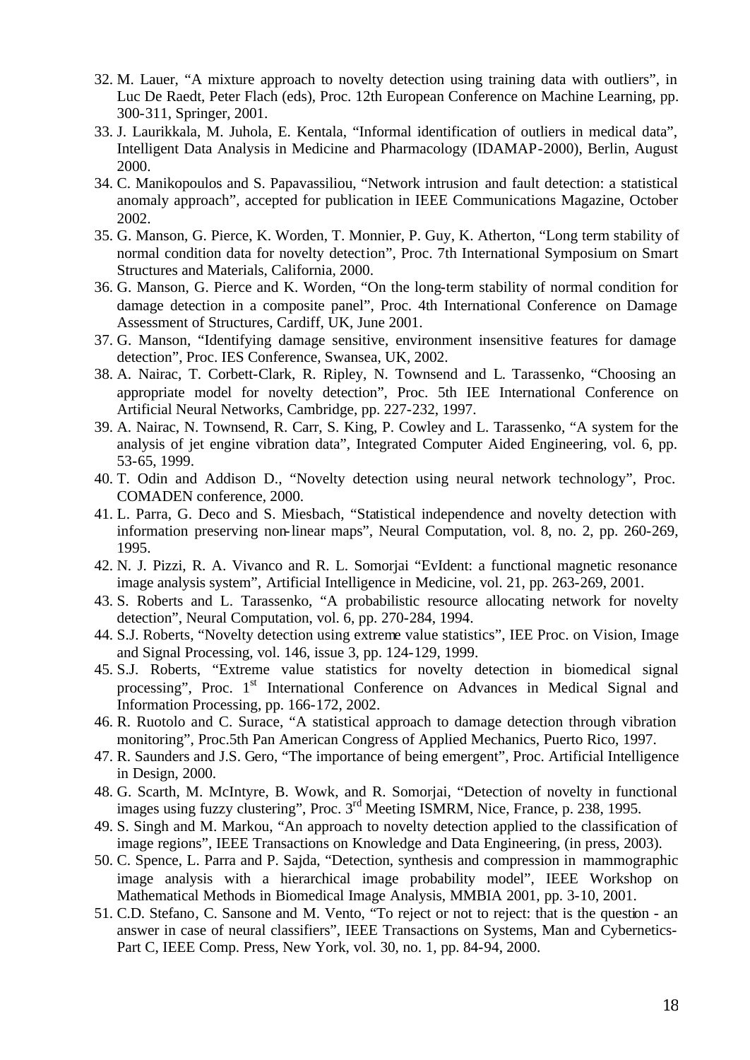32. M. Lauer, "A mixture approach to novelty detection using training data with outliers", in Luc De Raedt, Peter Flach (eds), Proc. 12th European Conference on Machine Learning, pp. 300-311, Springer, 2001.
33. J. Laurikkala, M. Juhola, E. Kentala, "Informal identification of outliers in medical data", Intelligent Data Analysis in Medicine and Pharmacology (IDAMAP-2000), Berlin, August 2000.
34. C. Manikopoulos and S. Papavassiliou, "Network intrusion and fault detection: a statistical anomaly approach", accepted for publication in IEEE Communications Magazine, October 2002.
35. G. Manson, G. Pierce, K. Worden, T. Monnier, P. Guy, K. Atherton, "Long term stability of normal condition data for novelty detection", Proc. 7th International Symposium on Smart Structures and Materials, California, 2000.
36. G. Manson, G. Pierce and K. Worden, "On the long-term stability of normal condition for damage detection in a composite panel", Proc. 4th International Conference on Damage Assessment of Structures, Cardiff, UK, June 2001.
37. G. Manson, "Identifying damage sensitive, environment insensitive features for damage detection", Proc. IES Conference, Swansea, UK, 2002.
38. A. Nairac, T. Corbett-Clark, R. Ripley, N. Townsend and L. Tarassenko, "Choosing an appropriate model for novelty detection", Proc. 5th IEE International Conference on Artificial Neural Networks, Cambridge, pp. 227-232, 1997.
39. A. Nairac, N. Townsend, R. Carr, S. King, P. Cowley and L. Tarassenko, "A system for the analysis of jet engine vibration data", Integrated Computer Aided Engineering, vol. 6, pp. 53-65, 1999.
40. T. Odin and Addison D., "Novelty detection using neural network technology", Proc. COMADEN conference, 2000.
41. L. Parra, G. Deco and S. Miesbach, "Statistical independence and novelty detection with information preserving non-linear maps", Neural Computation, vol. 8, no. 2, pp. 260-269, 1995.
42. N. J. Pizzi, R. A. Vivanco and R. L. Somorjai "EvIdent: a functional magnetic resonance image analysis system", Artificial Intelligence in Medicine, vol. 21, pp. 263-269, 2001.
43. S. Roberts and L. Tarassenko, "A probabilistic resource allocating network for novelty detection", Neural Computation, vol. 6, pp. 270-284, 1994.
44. S.J. Roberts, "Novelty detection using extreme value statistics", IEE Proc. on Vision, Image and Signal Processing, vol. 146, issue 3, pp. 124-129, 1999.
45. S.J. Roberts, "Extreme value statistics for novelty detection in biomedical signal processing", Proc. 1st International Conference on Advances in Medical Signal and Information Processing, pp. 166-172, 2002.
46. R. Ruotolo and C. Surace, "A statistical approach to damage detection through vibration monitoring", Proc.5th Pan American Congress of Applied Mechanics, Puerto Rico, 1997.
47. R. Saunders and J.S. Gero, "The importance of being emergent", Proc. Artificial Intelligence in Design, 2000.
48. G. Scarth, M. McIntyre, B. Wowk, and R. Somorjai, "Detection of novelty in functional images using fuzzy clustering", Proc. 3rd Meeting ISMRM, Nice, France, p. 238, 1995.
49. S. Singh and M. Markou, "An approach to novelty detection applied to the classification of image regions", IEEE Transactions on Knowledge and Data Engineering, (in press, 2003).
50. C. Spence, L. Parra and P. Sajda, "Detection, synthesis and compression in mammographic image analysis with a hierarchical image probability model", IEEE Workshop on Mathematical Methods in Biomedical Image Analysis, MMBIA 2001, pp. 3-10, 2001.
51. C.D. Stefano, C. Sansone and M. Vento, "To reject or not to reject: that is the question - an answer in case of neural classifiers", IEEE Transactions on Systems, Man and Cybernetics-Part C, IEEE Comp. Press, New York, vol. 30, no. 1, pp. 84-94, 2000.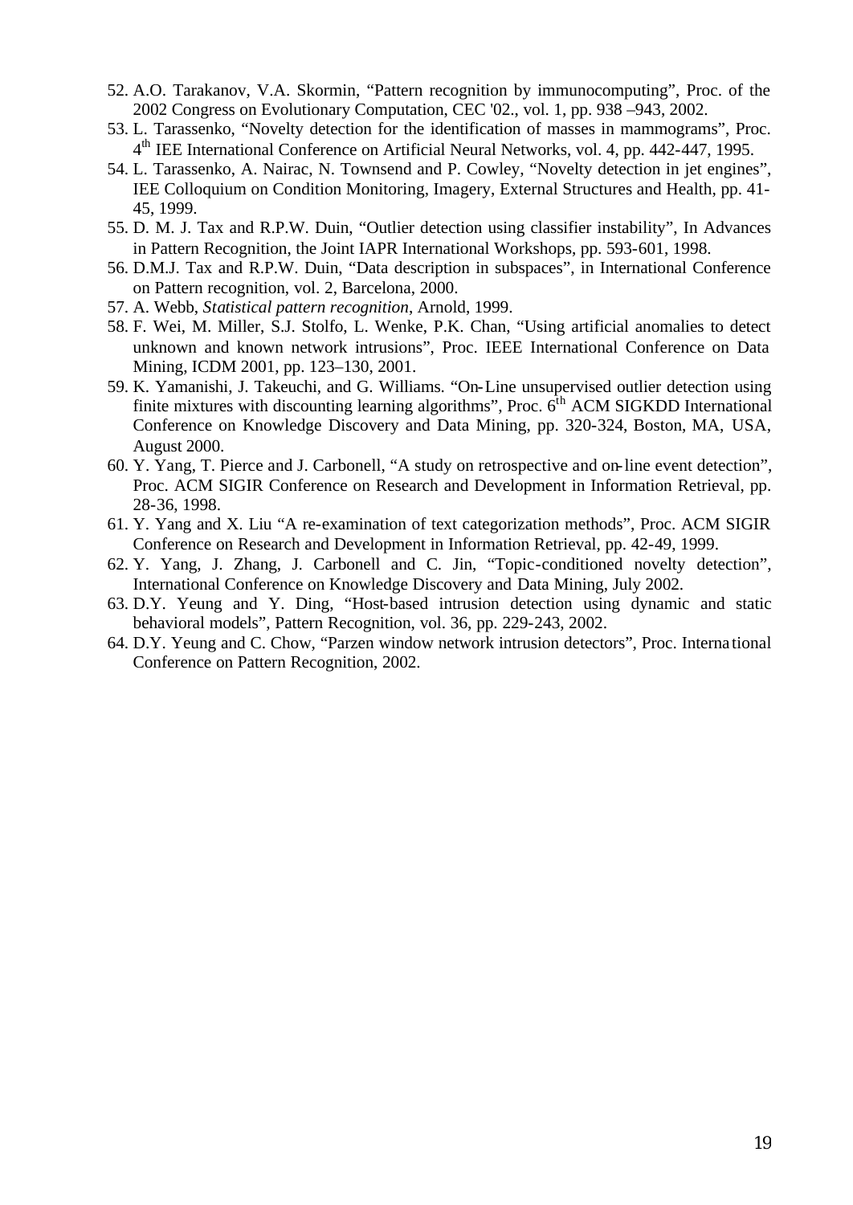52. A.O. Tarakanov, V.A. Skormin, "Pattern recognition by immunocomputing", Proc. of the 2002 Congress on Evolutionary Computation, CEC '02., vol. 1, pp. 938 –943, 2002.
53. L. Tarassenko, "Novelty detection for the identification of masses in mammograms", Proc. 4th IEE International Conference on Artificial Neural Networks, vol. 4, pp. 442-447, 1995.
54. L. Tarassenko, A. Nairac, N. Townsend and P. Cowley, "Novelty detection in jet engines", IEE Colloquium on Condition Monitoring, Imagery, External Structures and Health, pp. 41-45, 1999.
55. D. M. J. Tax and R.P.W. Duin, "Outlier detection using classifier instability", In Advances in Pattern Recognition, the Joint IAPR International Workshops, pp. 593-601, 1998.
56. D.M.J. Tax and R.P.W. Duin, "Data description in subspaces", in International Conference on Pattern recognition, vol. 2, Barcelona, 2000.
57. A. Webb, *Statistical pattern recognition*, Arnold, 1999.
58. F. Wei, M. Miller, S.J. Stolfo, L. Wenke, P.K. Chan, "Using artificial anomalies to detect unknown and known network intrusions", Proc. IEEE International Conference on Data Mining, ICDM 2001, pp. 123–130, 2001.
59. K. Yamanishi, J. Takeuchi, and G. Williams. "On-Line unsupervised outlier detection using finite mixtures with discounting learning algorithms", Proc. 6th ACM SIGKDD International Conference on Knowledge Discovery and Data Mining, pp. 320-324, Boston, MA, USA, August 2000.
60. Y. Yang, T. Pierce and J. Carbonell, "A study on retrospective and on-line event detection", Proc. ACM SIGIR Conference on Research and Development in Information Retrieval, pp. 28-36, 1998.
61. Y. Yang and X. Liu "A re-examination of text categorization methods", Proc. ACM SIGIR Conference on Research and Development in Information Retrieval, pp. 42-49, 1999.
62. Y. Yang, J. Zhang, J. Carbonell and C. Jin, "Topic-conditioned novelty detection", International Conference on Knowledge Discovery and Data Mining, July 2002.
63. D.Y. Yeung and Y. Ding, "Host-based intrusion detection using dynamic and static behavioral models", Pattern Recognition, vol. 36, pp. 229-243, 2002.
64. D.Y. Yeung and C. Chow, "Parzen window network intrusion detectors", Proc. International Conference on Pattern Recognition, 2002.